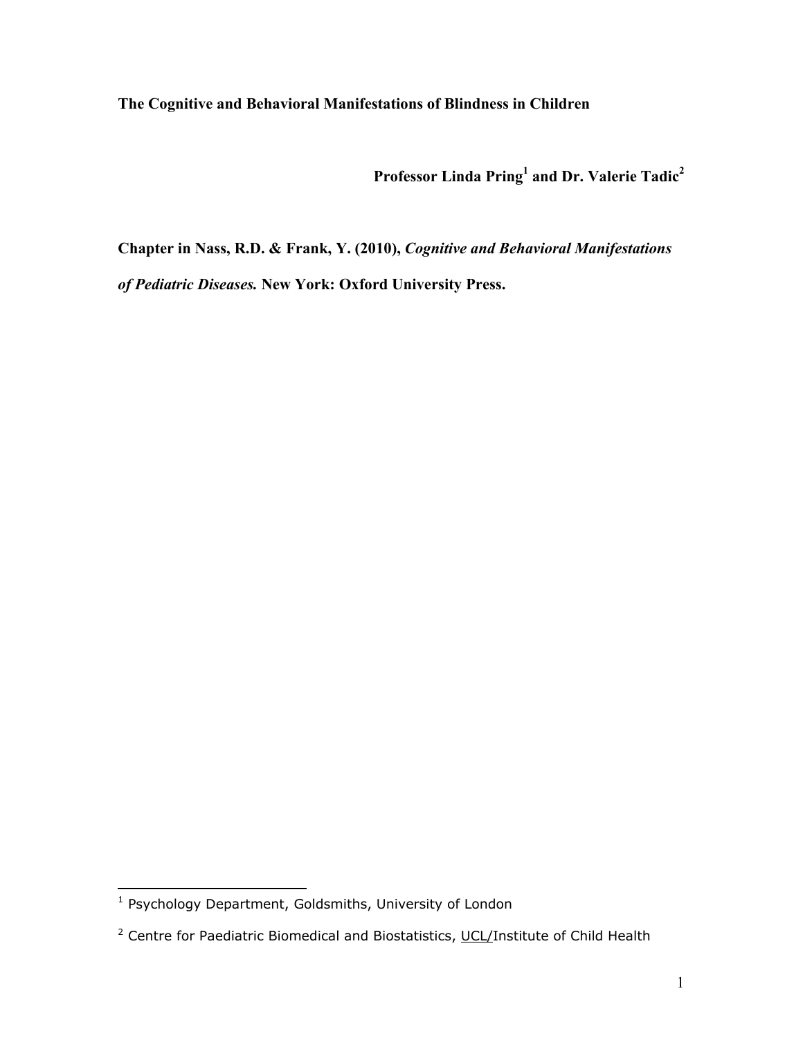**The Cognitive and Behavioral Manifestations of Blindness in Children**

**Professor Linda Pring[1] and Dr. Valerie Tadic[2]**

**Chapter in Nass, R.D. & Frank, Y. (2010), *Cognitive and Behavioral Manifestations of Pediatric Diseases.* New York: Oxford University Press.**

---

[1] Psychology Department, Goldsmiths, University of London

[2] Centre for Paediatric Biomedical and Biostatistics, UCL/Institute of Child Health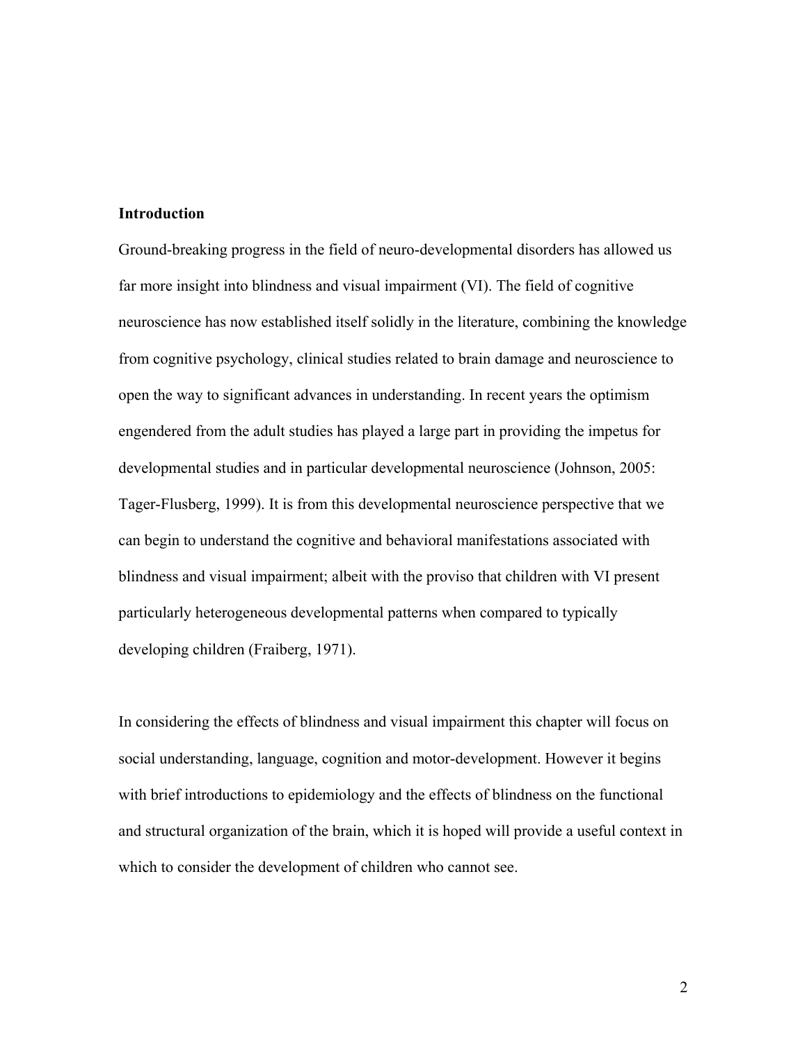## Introduction

Ground-breaking progress in the field of neuro-developmental disorders has allowed us far more insight into blindness and visual impairment (VI). The field of cognitive neuroscience has now established itself solidly in the literature, combining the knowledge from cognitive psychology, clinical studies related to brain damage and neuroscience to open the way to significant advances in understanding. In recent years the optimism engendered from the adult studies has played a large part in providing the impetus for developmental studies and in particular developmental neuroscience (Johnson, 2005: Tager-Flusberg, 1999). It is from this developmental neuroscience perspective that we can begin to understand the cognitive and behavioral manifestations associated with blindness and visual impairment; albeit with the proviso that children with VI present particularly heterogeneous developmental patterns when compared to typically developing children (Fraiberg, 1971).

In considering the effects of blindness and visual impairment this chapter will focus on social understanding, language, cognition and motor-development. However it begins with brief introductions to epidemiology and the effects of blindness on the functional and structural organization of the brain, which it is hoped will provide a useful context in which to consider the development of children who cannot see.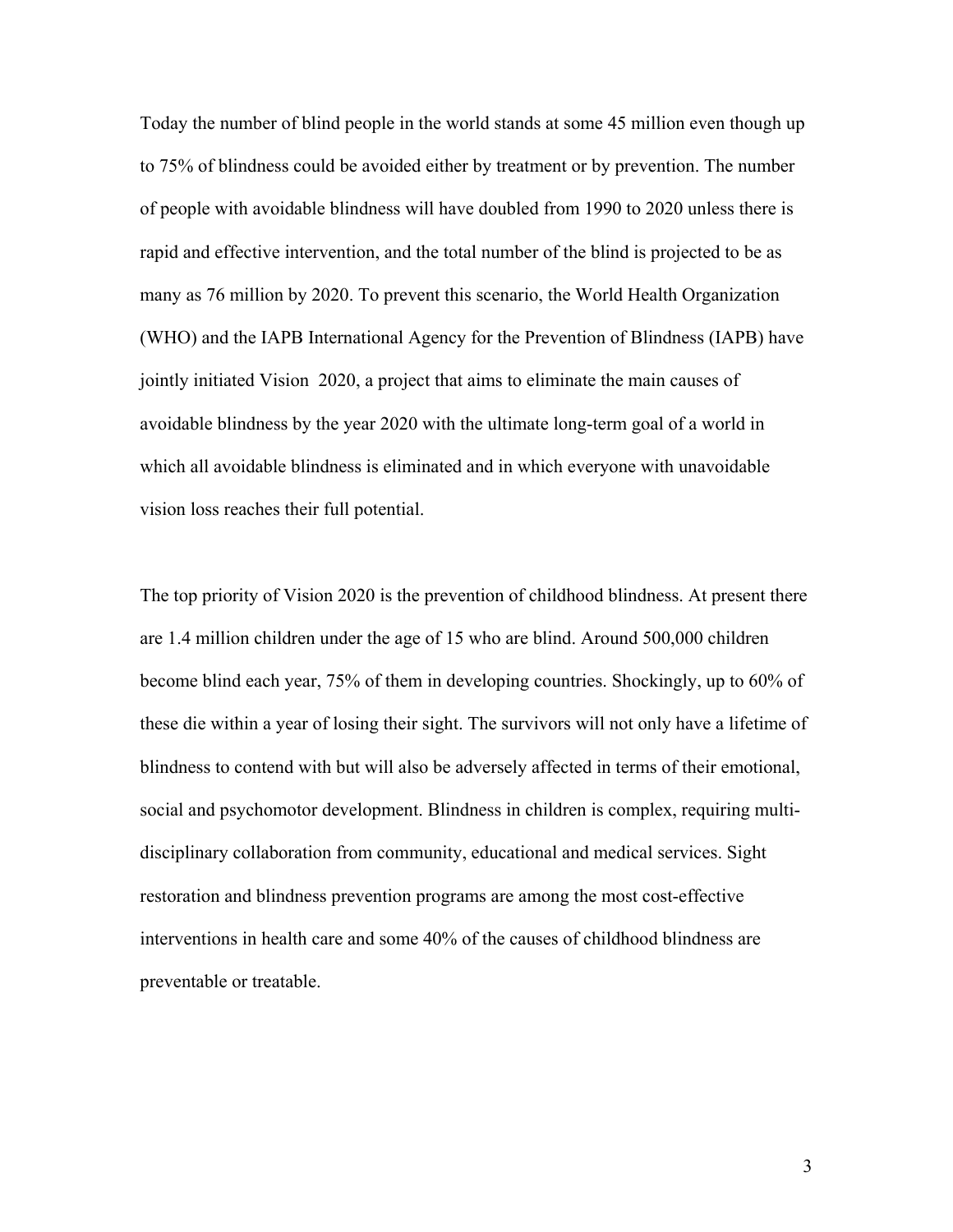Today the number of blind people in the world stands at some 45 million even though up to 75% of blindness could be avoided either by treatment or by prevention. The number of people with avoidable blindness will have doubled from 1990 to 2020 unless there is rapid and effective intervention, and the total number of the blind is projected to be as many as 76 million by 2020. To prevent this scenario, the World Health Organization (WHO) and the IAPB International Agency for the Prevention of Blindness (IAPB) have jointly initiated Vision 2020, a project that aims to eliminate the main causes of avoidable blindness by the year 2020 with the ultimate long-term goal of a world in which all avoidable blindness is eliminated and in which everyone with unavoidable vision loss reaches their full potential.

The top priority of Vision 2020 is the prevention of childhood blindness. At present there are 1.4 million children under the age of 15 who are blind. Around 500,000 children become blind each year, 75% of them in developing countries. Shockingly, up to 60% of these die within a year of losing their sight. The survivors will not only have a lifetime of blindness to contend with but will also be adversely affected in terms of their emotional, social and psychomotor development. Blindness in children is complex, requiring multi-disciplinary collaboration from community, educational and medical services. Sight restoration and blindness prevention programs are among the most cost-effective interventions in health care and some 40% of the causes of childhood blindness are preventable or treatable.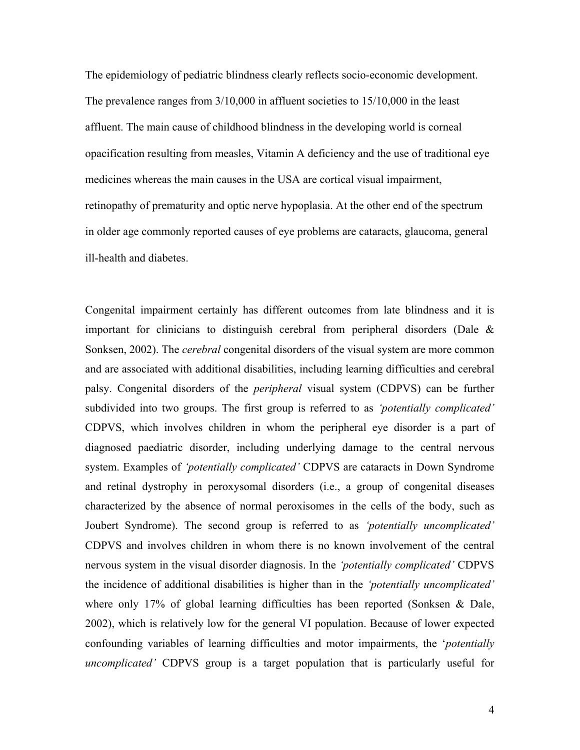The epidemiology of pediatric blindness clearly reflects socio-economic development. The prevalence ranges from 3/10,000 in affluent societies to 15/10,000 in the least affluent. The main cause of childhood blindness in the developing world is corneal opacification resulting from measles, Vitamin A deficiency and the use of traditional eye medicines whereas the main causes in the USA are cortical visual impairment, retinopathy of prematurity and optic nerve hypoplasia. At the other end of the spectrum in older age commonly reported causes of eye problems are cataracts, glaucoma, general ill-health and diabetes.

Congenital impairment certainly has different outcomes from late blindness and it is important for clinicians to distinguish cerebral from peripheral disorders (Dale & Sonksen, 2002). The *cerebral* congenital disorders of the visual system are more common and are associated with additional disabilities, including learning difficulties and cerebral palsy. Congenital disorders of the *peripheral* visual system (CDPVS) can be further subdivided into two groups. The first group is referred to as *'potentially complicated'* CDPVS, which involves children in whom the peripheral eye disorder is a part of diagnosed paediatric disorder, including underlying damage to the central nervous system. Examples of *'potentially complicated'* CDPVS are cataracts in Down Syndrome and retinal dystrophy in peroxysomal disorders (i.e., a group of congenital diseases characterized by the absence of normal peroxisomes in the cells of the body, such as Joubert Syndrome). The second group is referred to as *'potentially uncomplicated'* CDPVS and involves children in whom there is no known involvement of the central nervous system in the visual disorder diagnosis. In the *'potentially complicated'* CDPVS the incidence of additional disabilities is higher than in the *'potentially uncomplicated'* where only 17% of global learning difficulties has been reported (Sonksen & Dale, 2002), which is relatively low for the general VI population. Because of lower expected confounding variables of learning difficulties and motor impairments, the '*potentially uncomplicated'* CDPVS group is a target population that is particularly useful for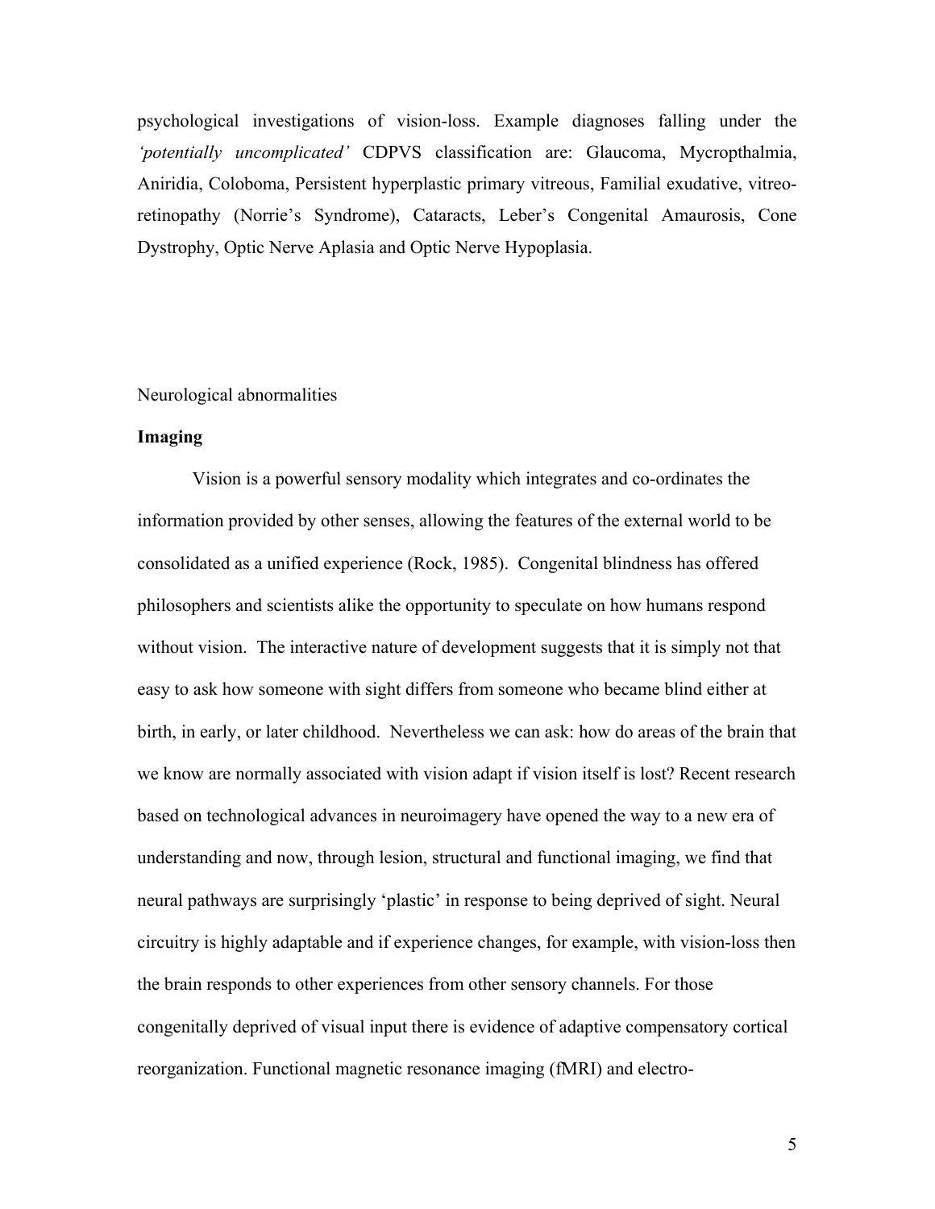psychological investigations of vision-loss. Example diagnoses falling under the *'potentially uncomplicated'* CDPVS classification are: Glaucoma, Mycropthalmia, Aniridia, Coloboma, Persistent hyperplastic primary vitreous, Familial exudative, vitreo-retinopathy (Norrie's Syndrome), Cataracts, Leber's Congenital Amaurosis, Cone Dystrophy, Optic Nerve Aplasia and Optic Nerve Hypoplasia.

## Neurological abnormalities

### Imaging

Vision is a powerful sensory modality which integrates and co-ordinates the information provided by other senses, allowing the features of the external world to be consolidated as a unified experience (Rock, 1985). Congenital blindness has offered philosophers and scientists alike the opportunity to speculate on how humans respond without vision. The interactive nature of development suggests that it is simply not that easy to ask how someone with sight differs from someone who became blind either at birth, in early, or later childhood. Nevertheless we can ask: how do areas of the brain that we know are normally associated with vision adapt if vision itself is lost? Recent research based on technological advances in neuroimagery have opened the way to a new era of understanding and now, through lesion, structural and functional imaging, we find that neural pathways are surprisingly 'plastic' in response to being deprived of sight. Neural circuitry is highly adaptable and if experience changes, for example, with vision-loss then the brain responds to other experiences from other sensory channels. For those congenitally deprived of visual input there is evidence of adaptive compensatory cortical reorganization. Functional magnetic resonance imaging (fMRI) and electro-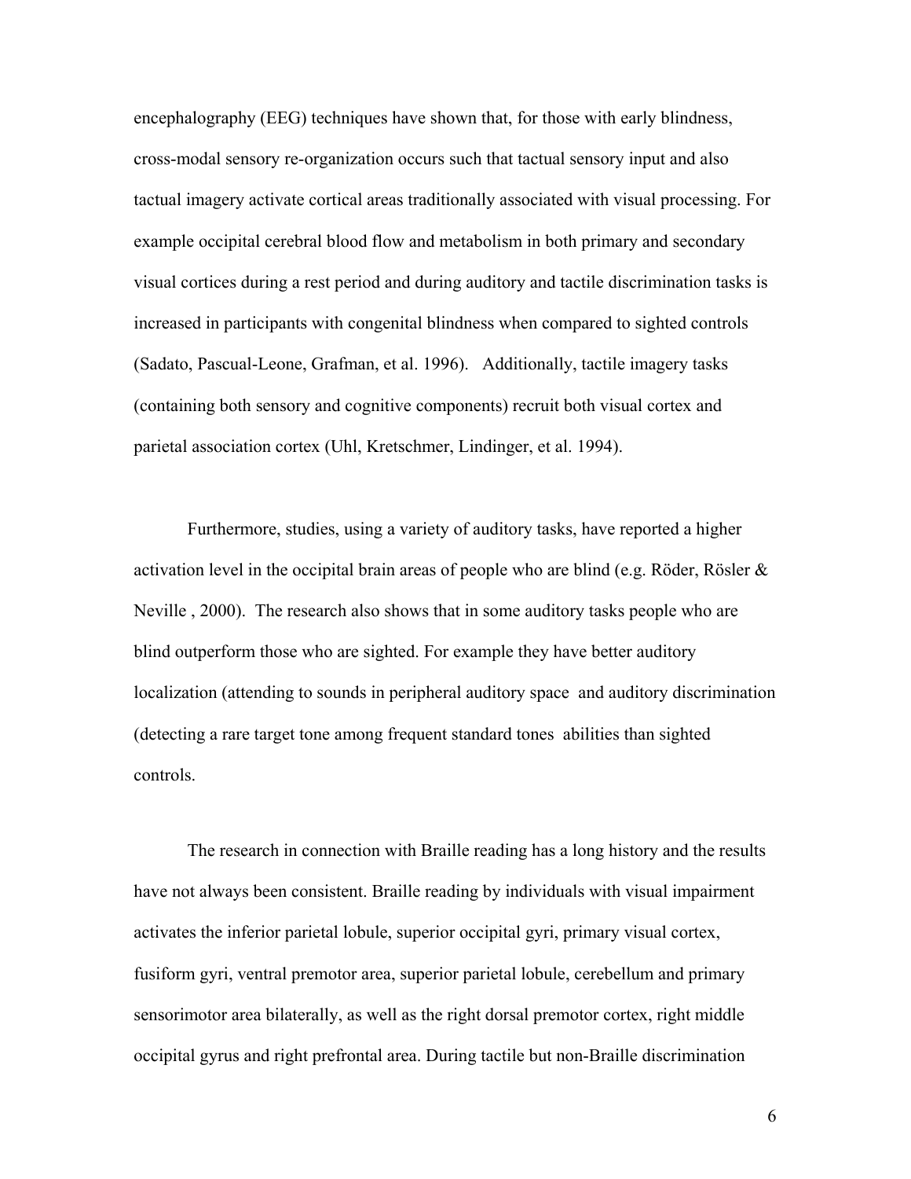encephalography (EEG) techniques have shown that, for those with early blindness, cross-modal sensory re-organization occurs such that tactual sensory input and also tactual imagery activate cortical areas traditionally associated with visual processing. For example occipital cerebral blood flow and metabolism in both primary and secondary visual cortices during a rest period and during auditory and tactile discrimination tasks is increased in participants with congenital blindness when compared to sighted controls (Sadato, Pascual-Leone, Grafman, et al. 1996). Additionally, tactile imagery tasks (containing both sensory and cognitive components) recruit both visual cortex and parietal association cortex (Uhl, Kretschmer, Lindinger, et al. 1994).

Furthermore, studies, using a variety of auditory tasks, have reported a higher activation level in the occipital brain areas of people who are blind (e.g. Röder, Rösler & Neville , 2000). The research also shows that in some auditory tasks people who are blind outperform those who are sighted. For example they have better auditory localization (attending to sounds in peripheral auditory space and auditory discrimination (detecting a rare target tone among frequent standard tones abilities than sighted controls.

The research in connection with Braille reading has a long history and the results have not always been consistent. Braille reading by individuals with visual impairment activates the inferior parietal lobule, superior occipital gyri, primary visual cortex, fusiform gyri, ventral premotor area, superior parietal lobule, cerebellum and primary sensorimotor area bilaterally, as well as the right dorsal premotor cortex, right middle occipital gyrus and right prefrontal area. During tactile but non-Braille discrimination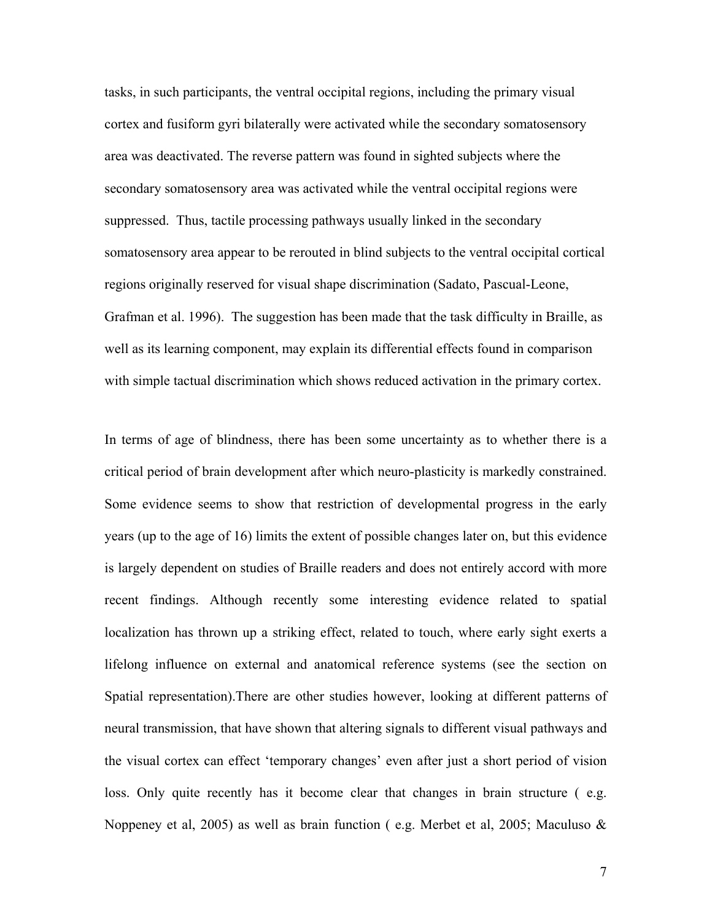tasks, in such participants, the ventral occipital regions, including the primary visual cortex and fusiform gyri bilaterally were activated while the secondary somatosensory area was deactivated. The reverse pattern was found in sighted subjects where the secondary somatosensory area was activated while the ventral occipital regions were suppressed. Thus, tactile processing pathways usually linked in the secondary somatosensory area appear to be rerouted in blind subjects to the ventral occipital cortical regions originally reserved for visual shape discrimination (Sadato, Pascual-Leone, Grafman et al. 1996). The suggestion has been made that the task difficulty in Braille, as well as its learning component, may explain its differential effects found in comparison with simple tactual discrimination which shows reduced activation in the primary cortex.

In terms of age of blindness, there has been some uncertainty as to whether there is a critical period of brain development after which neuro-plasticity is markedly constrained. Some evidence seems to show that restriction of developmental progress in the early years (up to the age of 16) limits the extent of possible changes later on, but this evidence is largely dependent on studies of Braille readers and does not entirely accord with more recent findings. Although recently some interesting evidence related to spatial localization has thrown up a striking effect, related to touch, where early sight exerts a lifelong influence on external and anatomical reference systems (see the section on Spatial representation).There are other studies however, looking at different patterns of neural transmission, that have shown that altering signals to different visual pathways and the visual cortex can effect 'temporary changes' even after just a short period of vision loss. Only quite recently has it become clear that changes in brain structure ( e.g. Noppeney et al, 2005) as well as brain function ( e.g. Merbet et al, 2005; Maculuso &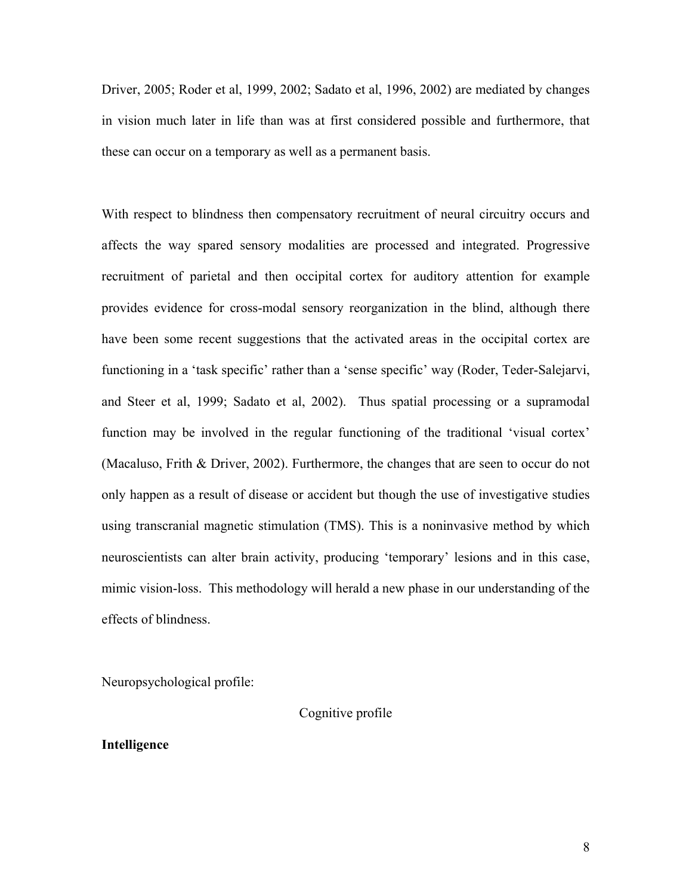Driver, 2005; Roder et al, 1999, 2002; Sadato et al, 1996, 2002) are mediated by changes in vision much later in life than was at first considered possible and furthermore, that these can occur on a temporary as well as a permanent basis.

With respect to blindness then compensatory recruitment of neural circuitry occurs and affects the way spared sensory modalities are processed and integrated. Progressive recruitment of parietal and then occipital cortex for auditory attention for example provides evidence for cross-modal sensory reorganization in the blind, although there have been some recent suggestions that the activated areas in the occipital cortex are functioning in a 'task specific' rather than a 'sense specific' way (Roder, Teder-Salejarvi, and Steer et al, 1999; Sadato et al, 2002). Thus spatial processing or a supramodal function may be involved in the regular functioning of the traditional 'visual cortex' (Macaluso, Frith & Driver, 2002). Furthermore, the changes that are seen to occur do not only happen as a result of disease or accident but though the use of investigative studies using transcranial magnetic stimulation (TMS). This is a noninvasive method by which neuroscientists can alter brain activity, producing 'temporary' lesions and in this case, mimic vision-loss. This methodology will herald a new phase in our understanding of the effects of blindness.

Neuropsychological profile:

Cognitive profile

**Intelligence**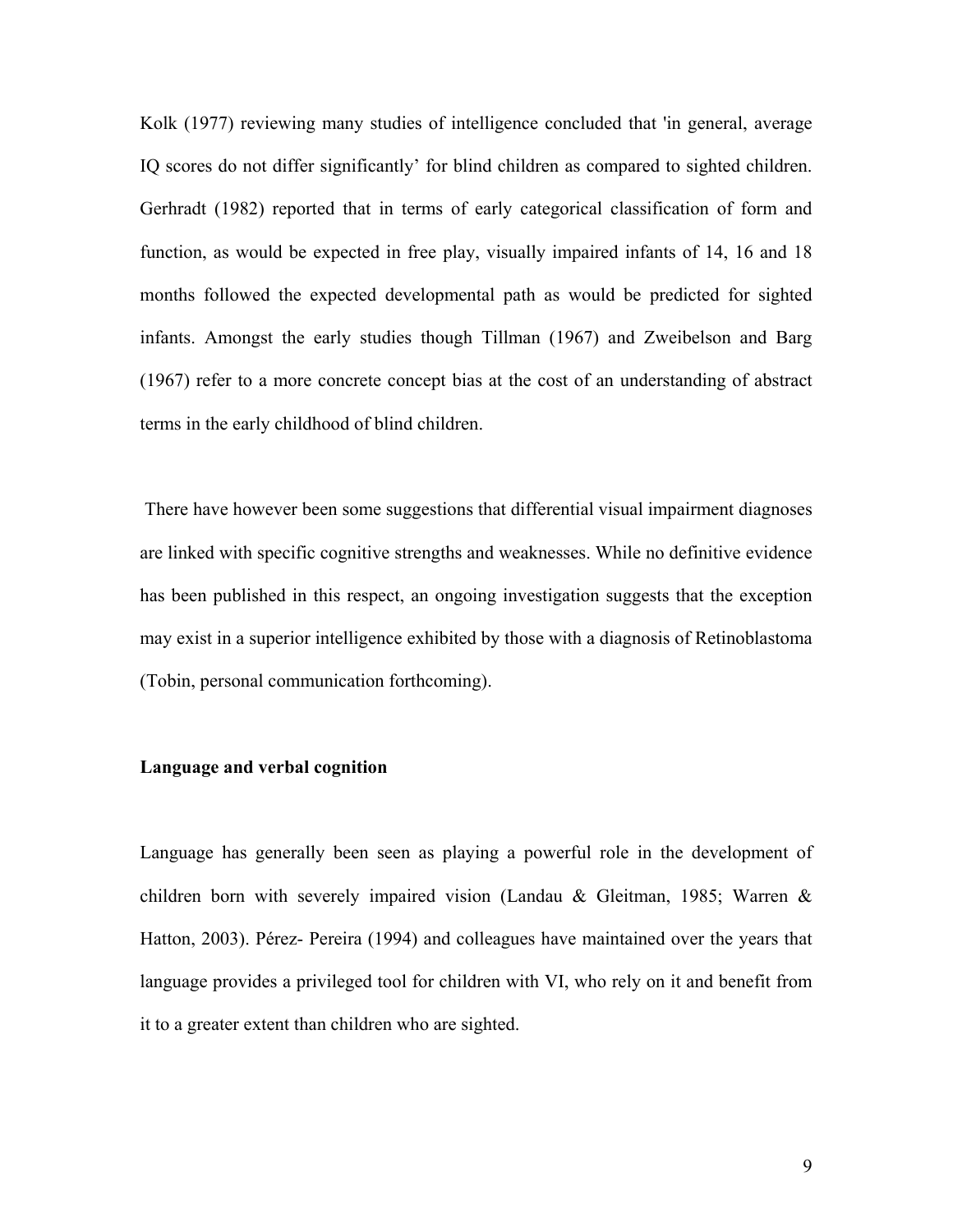Kolk (1977) reviewing many studies of intelligence concluded that 'in general, average IQ scores do not differ significantly' for blind children as compared to sighted children. Gerhradt (1982) reported that in terms of early categorical classification of form and function, as would be expected in free play, visually impaired infants of 14, 16 and 18 months followed the expected developmental path as would be predicted for sighted infants. Amongst the early studies though Tillman (1967) and Zweibelson and Barg (1967) refer to a more concrete concept bias at the cost of an understanding of abstract terms in the early childhood of blind children.

There have however been some suggestions that differential visual impairment diagnoses are linked with specific cognitive strengths and weaknesses. While no definitive evidence has been published in this respect, an ongoing investigation suggests that the exception may exist in a superior intelligence exhibited by those with a diagnosis of Retinoblastoma (Tobin, personal communication forthcoming).

**Language and verbal cognition**

Language has generally been seen as playing a powerful role in the development of children born with severely impaired vision (Landau & Gleitman, 1985; Warren & Hatton, 2003). Pérez- Pereira (1994) and colleagues have maintained over the years that language provides a privileged tool for children with VI, who rely on it and benefit from it to a greater extent than children who are sighted.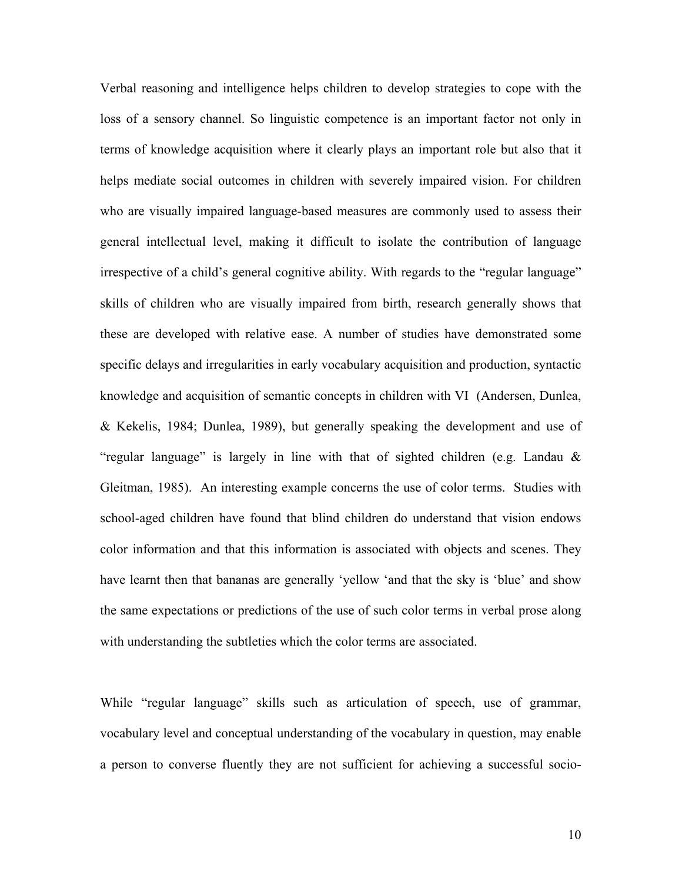Verbal reasoning and intelligence helps children to develop strategies to cope with the loss of a sensory channel. So linguistic competence is an important factor not only in terms of knowledge acquisition where it clearly plays an important role but also that it helps mediate social outcomes in children with severely impaired vision. For children who are visually impaired language-based measures are commonly used to assess their general intellectual level, making it difficult to isolate the contribution of language irrespective of a child's general cognitive ability. With regards to the "regular language" skills of children who are visually impaired from birth, research generally shows that these are developed with relative ease. A number of studies have demonstrated some specific delays and irregularities in early vocabulary acquisition and production, syntactic knowledge and acquisition of semantic concepts in children with VI (Andersen, Dunlea, & Kekelis, 1984; Dunlea, 1989), but generally speaking the development and use of "regular language" is largely in line with that of sighted children (e.g. Landau & Gleitman, 1985). An interesting example concerns the use of color terms. Studies with school-aged children have found that blind children do understand that vision endows color information and that this information is associated with objects and scenes. They have learnt then that bananas are generally 'yellow 'and that the sky is 'blue' and show the same expectations or predictions of the use of such color terms in verbal prose along with understanding the subtleties which the color terms are associated.

While "regular language" skills such as articulation of speech, use of grammar, vocabulary level and conceptual understanding of the vocabulary in question, may enable a person to converse fluently they are not sufficient for achieving a successful socio-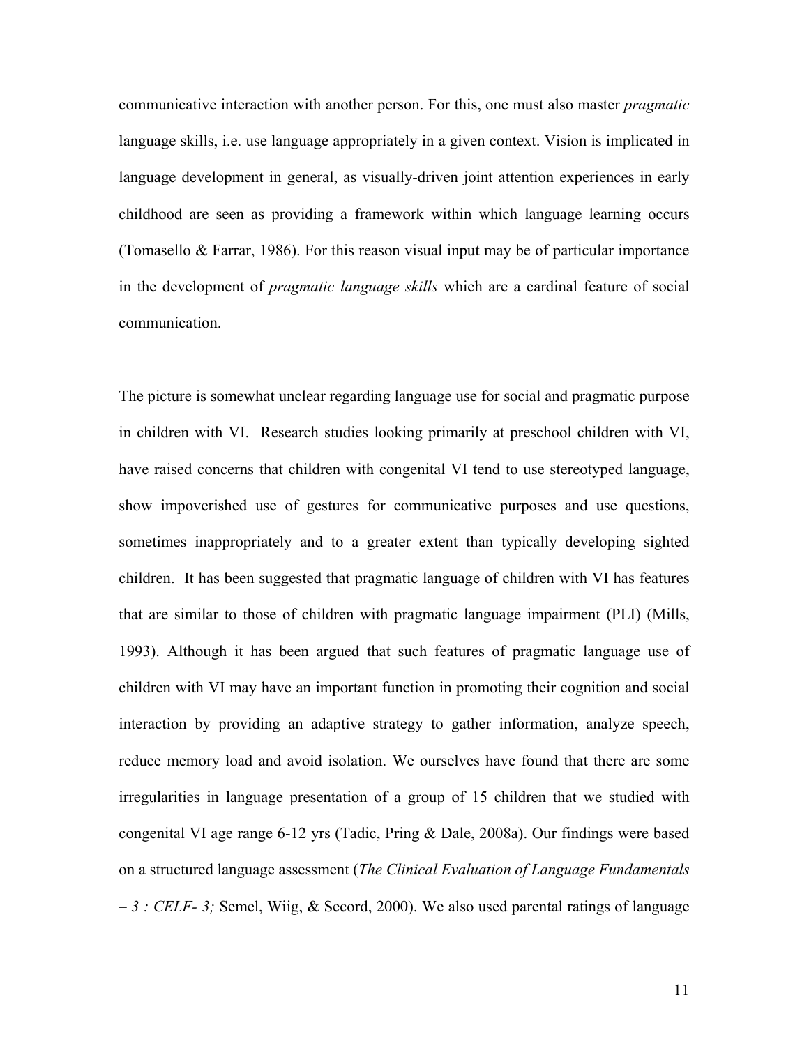communicative interaction with another person. For this, one must also master *pragmatic* language skills, i.e. use language appropriately in a given context. Vision is implicated in language development in general, as visually-driven joint attention experiences in early childhood are seen as providing a framework within which language learning occurs (Tomasello & Farrar, 1986). For this reason visual input may be of particular importance in the development of *pragmatic language skills* which are a cardinal feature of social communication.

The picture is somewhat unclear regarding language use for social and pragmatic purpose in children with VI. Research studies looking primarily at preschool children with VI, have raised concerns that children with congenital VI tend to use stereotyped language, show impoverished use of gestures for communicative purposes and use questions, sometimes inappropriately and to a greater extent than typically developing sighted children. It has been suggested that pragmatic language of children with VI has features that are similar to those of children with pragmatic language impairment (PLI) (Mills, 1993). Although it has been argued that such features of pragmatic language use of children with VI may have an important function in promoting their cognition and social interaction by providing an adaptive strategy to gather information, analyze speech, reduce memory load and avoid isolation. We ourselves have found that there are some irregularities in language presentation of a group of 15 children that we studied with congenital VI age range 6-12 yrs (Tadic, Pring & Dale, 2008a). Our findings were based on a structured language assessment (*The Clinical Evaluation of Language Fundamentals – 3 : CELF- 3;* Semel, Wiig, & Secord, 2000). We also used parental ratings of language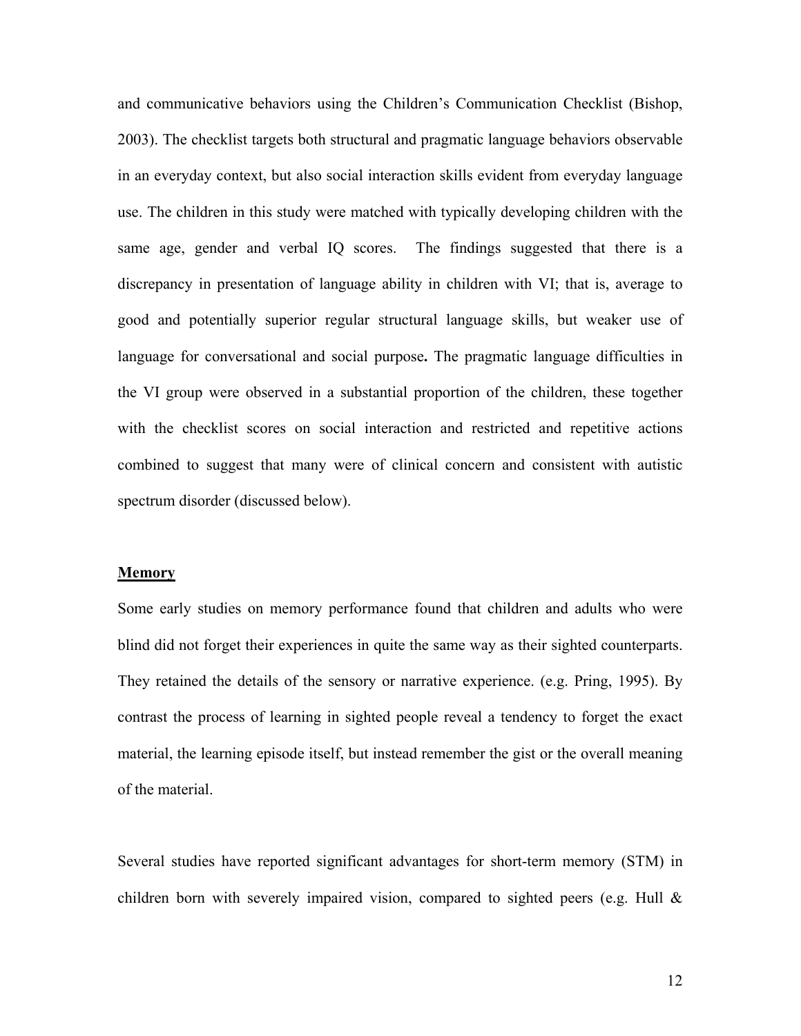and communicative behaviors using the Children's Communication Checklist (Bishop, 2003). The checklist targets both structural and pragmatic language behaviors observable in an everyday context, but also social interaction skills evident from everyday language use. The children in this study were matched with typically developing children with the same age, gender and verbal IQ scores. The findings suggested that there is a discrepancy in presentation of language ability in children with VI; that is, average to good and potentially superior regular structural language skills, but weaker use of language for conversational and social purpose**.** The pragmatic language difficulties in the VI group were observed in a substantial proportion of the children, these together with the checklist scores on social interaction and restricted and repetitive actions combined to suggest that many were of clinical concern and consistent with autistic spectrum disorder (discussed below).

## Memory

Some early studies on memory performance found that children and adults who were blind did not forget their experiences in quite the same way as their sighted counterparts. They retained the details of the sensory or narrative experience. (e.g. Pring, 1995). By contrast the process of learning in sighted people reveal a tendency to forget the exact material, the learning episode itself, but instead remember the gist or the overall meaning of the material.

Several studies have reported significant advantages for short-term memory (STM) in children born with severely impaired vision, compared to sighted peers (e.g. Hull &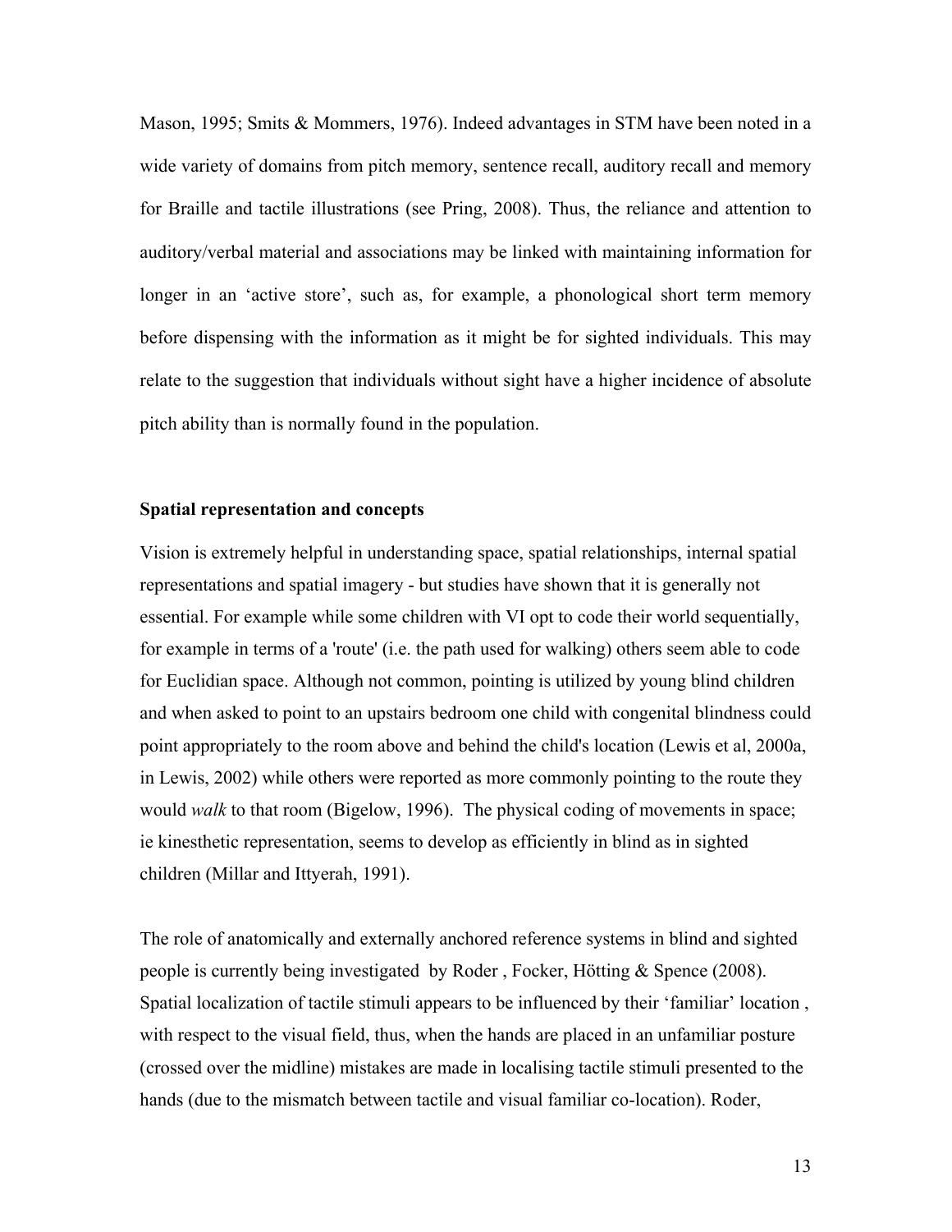Mason, 1995; Smits & Mommers, 1976). Indeed advantages in STM have been noted in a wide variety of domains from pitch memory, sentence recall, auditory recall and memory for Braille and tactile illustrations (see Pring, 2008). Thus, the reliance and attention to auditory/verbal material and associations may be linked with maintaining information for longer in an 'active store', such as, for example, a phonological short term memory before dispensing with the information as it might be for sighted individuals. This may relate to the suggestion that individuals without sight have a higher incidence of absolute pitch ability than is normally found in the population.

**Spatial representation and concepts**

Vision is extremely helpful in understanding space, spatial relationships, internal spatial representations and spatial imagery - but studies have shown that it is generally not essential. For example while some children with VI opt to code their world sequentially, for example in terms of a 'route' (i.e. the path used for walking) others seem able to code for Euclidian space. Although not common, pointing is utilized by young blind children and when asked to point to an upstairs bedroom one child with congenital blindness could point appropriately to the room above and behind the child's location (Lewis et al, 2000a, in Lewis, 2002) while others were reported as more commonly pointing to the route they would *walk* to that room (Bigelow, 1996). The physical coding of movements in space; ie kinesthetic representation, seems to develop as efficiently in blind as in sighted children (Millar and Ittyerah, 1991).

The role of anatomically and externally anchored reference systems in blind and sighted people is currently being investigated by Roder , Focker, Hötting & Spence (2008). Spatial localization of tactile stimuli appears to be influenced by their 'familiar' location , with respect to the visual field, thus, when the hands are placed in an unfamiliar posture (crossed over the midline) mistakes are made in localising tactile stimuli presented to the hands (due to the mismatch between tactile and visual familiar co-location). Roder,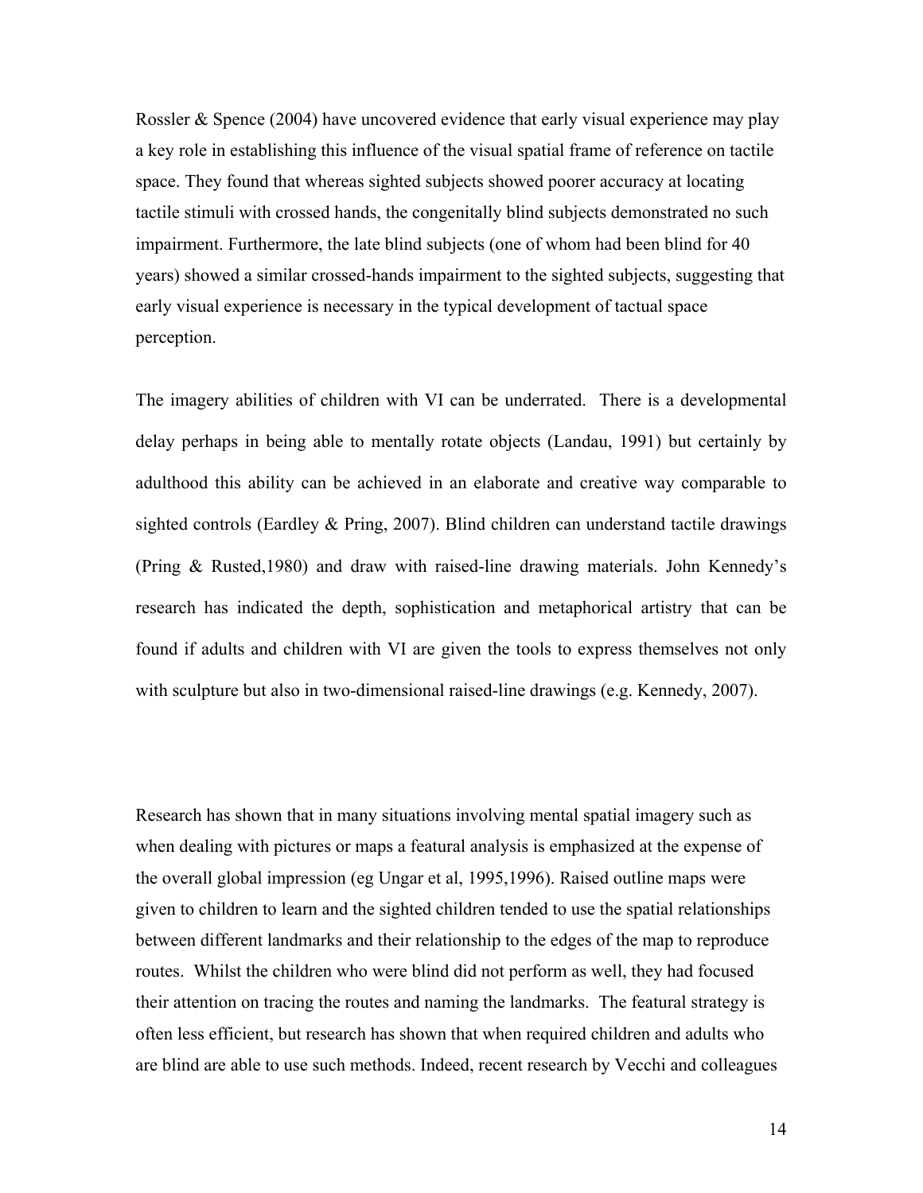Rossler & Spence (2004) have uncovered evidence that early visual experience may play a key role in establishing this influence of the visual spatial frame of reference on tactile space. They found that whereas sighted subjects showed poorer accuracy at locating tactile stimuli with crossed hands, the congenitally blind subjects demonstrated no such impairment. Furthermore, the late blind subjects (one of whom had been blind for 40 years) showed a similar crossed-hands impairment to the sighted subjects, suggesting that early visual experience is necessary in the typical development of tactual space perception.

The imagery abilities of children with VI can be underrated. There is a developmental delay perhaps in being able to mentally rotate objects (Landau, 1991) but certainly by adulthood this ability can be achieved in an elaborate and creative way comparable to sighted controls (Eardley & Pring, 2007). Blind children can understand tactile drawings (Pring & Rusted,1980) and draw with raised-line drawing materials. John Kennedy's research has indicated the depth, sophistication and metaphorical artistry that can be found if adults and children with VI are given the tools to express themselves not only with sculpture but also in two-dimensional raised-line drawings (e.g. Kennedy, 2007).

Research has shown that in many situations involving mental spatial imagery such as when dealing with pictures or maps a featural analysis is emphasized at the expense of the overall global impression (eg Ungar et al, 1995,1996). Raised outline maps were given to children to learn and the sighted children tended to use the spatial relationships between different landmarks and their relationship to the edges of the map to reproduce routes. Whilst the children who were blind did not perform as well, they had focused their attention on tracing the routes and naming the landmarks. The featural strategy is often less efficient, but research has shown that when required children and adults who are blind are able to use such methods. Indeed, recent research by Vecchi and colleagues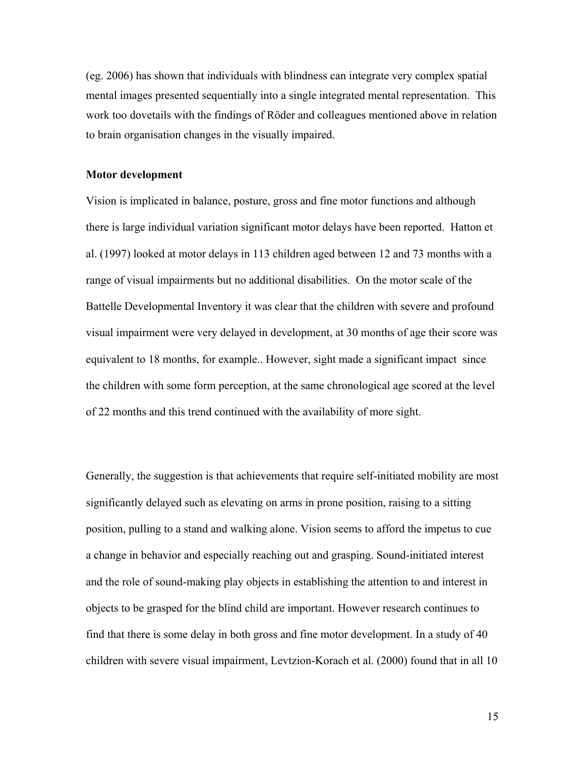(eg. 2006) has shown that individuals with blindness can integrate very complex spatial mental images presented sequentially into a single integrated mental representation. This work too dovetails with the findings of Röder and colleagues mentioned above in relation to brain organisation changes in the visually impaired.

**Motor development**

Vision is implicated in balance, posture, gross and fine motor functions and although there is large individual variation significant motor delays have been reported. Hatton et al. (1997) looked at motor delays in 113 children aged between 12 and 73 months with a range of visual impairments but no additional disabilities. On the motor scale of the Battelle Developmental Inventory it was clear that the children with severe and profound visual impairment were very delayed in development, at 30 months of age their score was equivalent to 18 months, for example.. However, sight made a significant impact since the children with some form perception, at the same chronological age scored at the level of 22 months and this trend continued with the availability of more sight.

Generally, the suggestion is that achievements that require self-initiated mobility are most significantly delayed such as elevating on arms in prone position, raising to a sitting position, pulling to a stand and walking alone. Vision seems to afford the impetus to cue a change in behavior and especially reaching out and grasping. Sound-initiated interest and the role of sound-making play objects in establishing the attention to and interest in objects to be grasped for the blind child are important. However research continues to find that there is some delay in both gross and fine motor development. In a study of 40 children with severe visual impairment, Levtzion-Korach et al. (2000) found that in all 10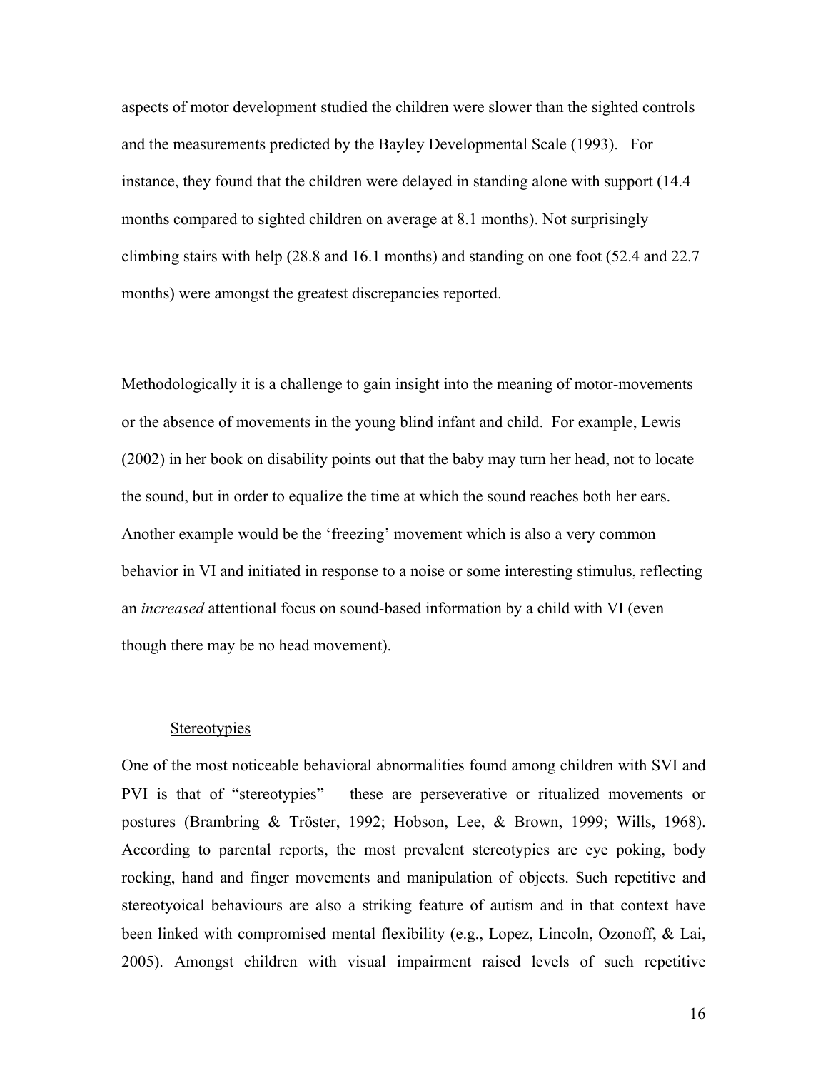aspects of motor development studied the children were slower than the sighted controls and the measurements predicted by the Bayley Developmental Scale (1993). For instance, they found that the children were delayed in standing alone with support (14.4 months compared to sighted children on average at 8.1 months). Not surprisingly climbing stairs with help (28.8 and 16.1 months) and standing on one foot (52.4 and 22.7 months) were amongst the greatest discrepancies reported.

Methodologically it is a challenge to gain insight into the meaning of motor-movements or the absence of movements in the young blind infant and child. For example, Lewis (2002) in her book on disability points out that the baby may turn her head, not to locate the sound, but in order to equalize the time at which the sound reaches both her ears. Another example would be the 'freezing' movement which is also a very common behavior in VI and initiated in response to a noise or some interesting stimulus, reflecting an *increased* attentional focus on sound-based information by a child with VI (even though there may be no head movement).

<u>Stereotypies</u>

One of the most noticeable behavioral abnormalities found among children with SVI and PVI is that of "stereotypies" – these are perseverative or ritualized movements or postures (Brambring & Tröster, 1992; Hobson, Lee, & Brown, 1999; Wills, 1968). According to parental reports, the most prevalent stereotypies are eye poking, body rocking, hand and finger movements and manipulation of objects. Such repetitive and stereotyoical behaviours are also a striking feature of autism and in that context have been linked with compromised mental flexibility (e.g., Lopez, Lincoln, Ozonoff, & Lai, 2005). Amongst children with visual impairment raised levels of such repetitive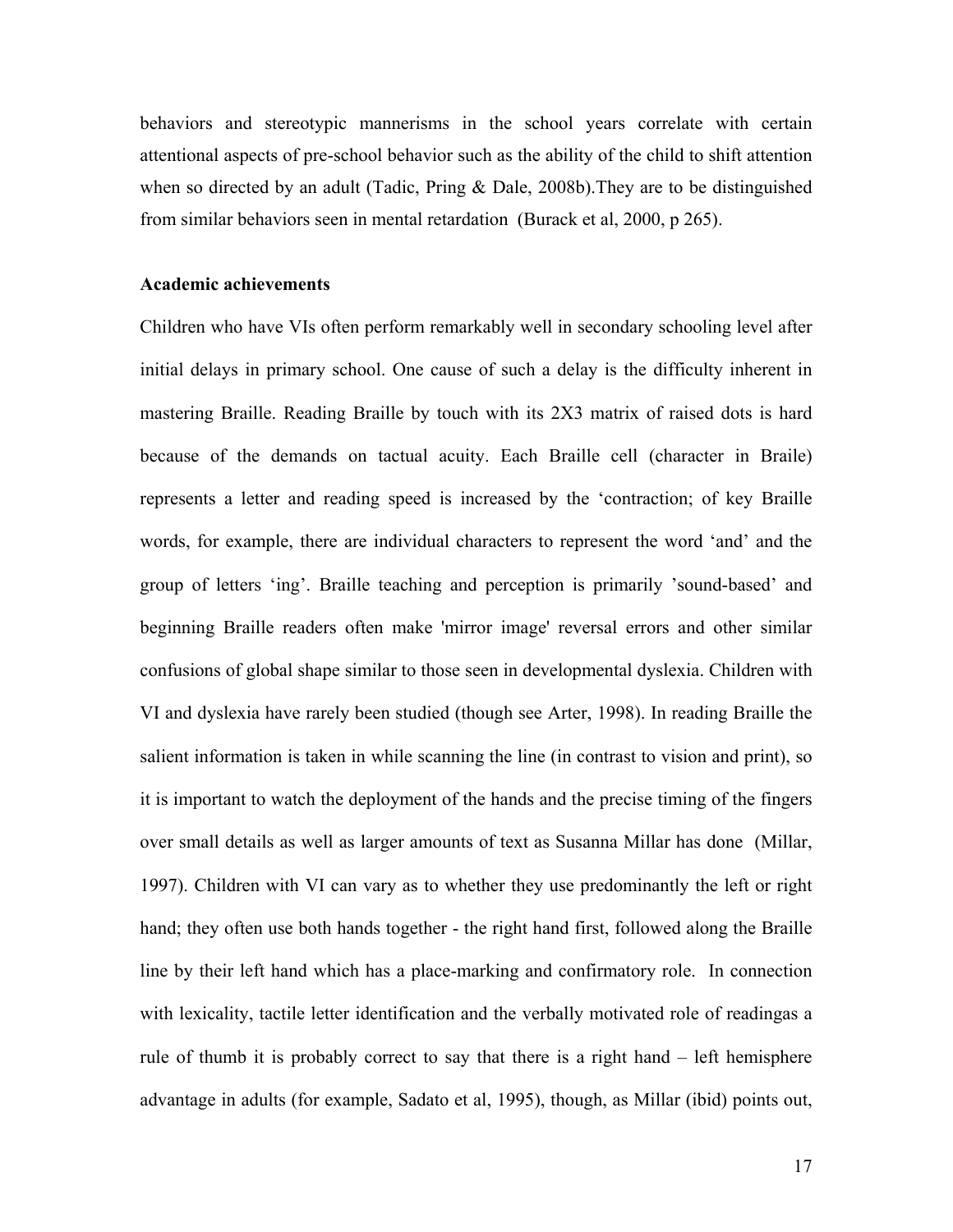behaviors and stereotypic mannerisms in the school years correlate with certain attentional aspects of pre-school behavior such as the ability of the child to shift attention when so directed by an adult (Tadic, Pring & Dale, 2008b).They are to be distinguished from similar behaviors seen in mental retardation (Burack et al, 2000, p 265).

**Academic achievements**

Children who have VIs often perform remarkably well in secondary schooling level after initial delays in primary school. One cause of such a delay is the difficulty inherent in mastering Braille. Reading Braille by touch with its 2X3 matrix of raised dots is hard because of the demands on tactual acuity. Each Braille cell (character in Braile) represents a letter and reading speed is increased by the 'contraction; of key Braille words, for example, there are individual characters to represent the word 'and' and the group of letters 'ing'. Braille teaching and perception is primarily 'sound-based' and beginning Braille readers often make 'mirror image' reversal errors and other similar confusions of global shape similar to those seen in developmental dyslexia. Children with VI and dyslexia have rarely been studied (though see Arter, 1998). In reading Braille the salient information is taken in while scanning the line (in contrast to vision and print), so it is important to watch the deployment of the hands and the precise timing of the fingers over small details as well as larger amounts of text as Susanna Millar has done (Millar, 1997). Children with VI can vary as to whether they use predominantly the left or right hand; they often use both hands together - the right hand first, followed along the Braille line by their left hand which has a place-marking and confirmatory role. In connection with lexicality, tactile letter identification and the verbally motivated role of readingas a rule of thumb it is probably correct to say that there is a right hand – left hemisphere advantage in adults (for example, Sadato et al, 1995), though, as Millar (ibid) points out,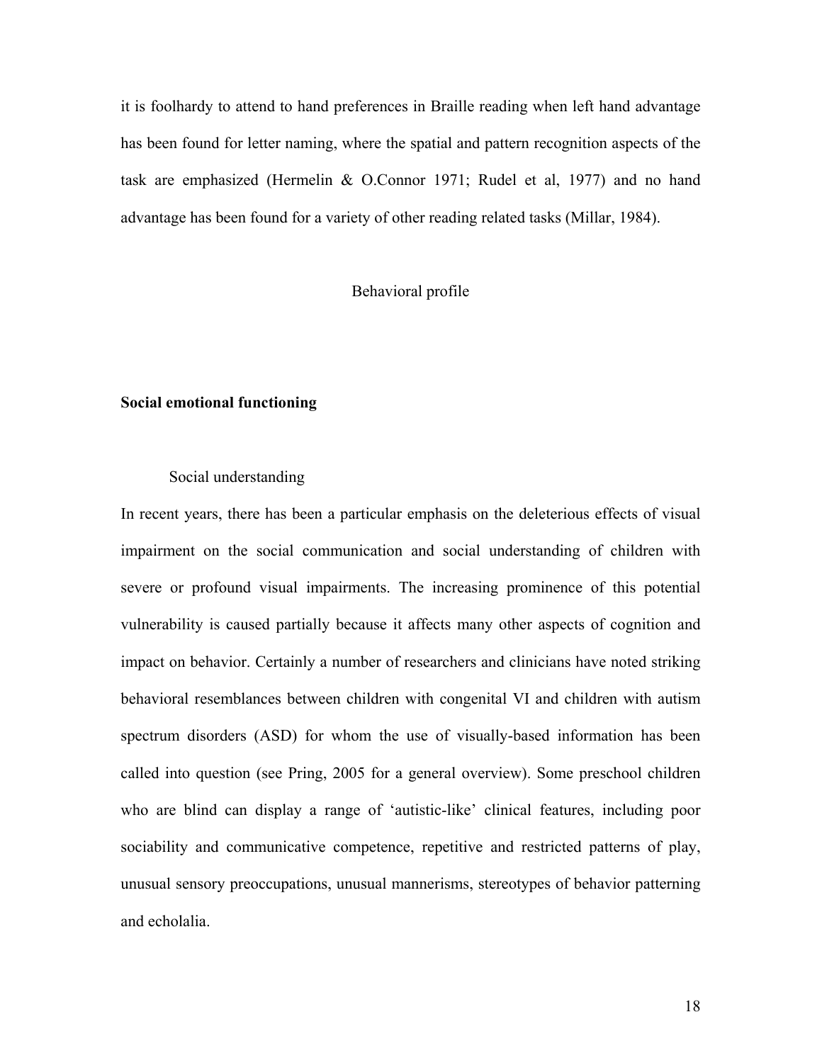it is foolhardy to attend to hand preferences in Braille reading when left hand advantage has been found for letter naming, where the spatial and pattern recognition aspects of the task are emphasized (Hermelin & O.Connor 1971; Rudel et al, 1977) and no hand advantage has been found for a variety of other reading related tasks (Millar, 1984).

## Behavioral profile

### Social emotional functioning

#### Social understanding

In recent years, there has been a particular emphasis on the deleterious effects of visual impairment on the social communication and social understanding of children with severe or profound visual impairments. The increasing prominence of this potential vulnerability is caused partially because it affects many other aspects of cognition and impact on behavior. Certainly a number of researchers and clinicians have noted striking behavioral resemblances between children with congenital VI and children with autism spectrum disorders (ASD) for whom the use of visually-based information has been called into question (see Pring, 2005 for a general overview). Some preschool children who are blind can display a range of 'autistic-like' clinical features, including poor sociability and communicative competence, repetitive and restricted patterns of play, unusual sensory preoccupations, unusual mannerisms, stereotypes of behavior patterning and echolalia.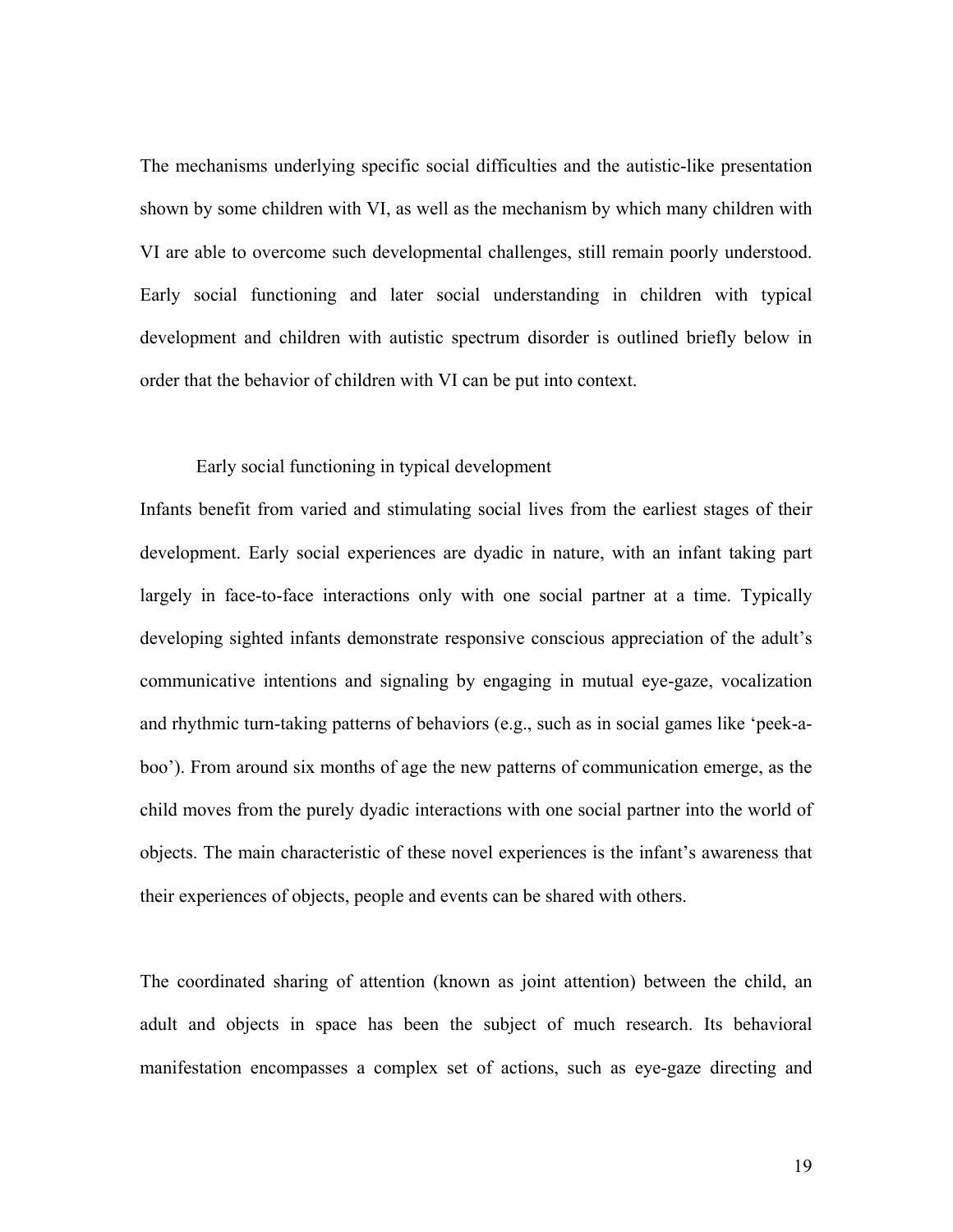The mechanisms underlying specific social difficulties and the autistic-like presentation shown by some children with VI, as well as the mechanism by which many children with VI are able to overcome such developmental challenges, still remain poorly understood. Early social functioning and later social understanding in children with typical development and children with autistic spectrum disorder is outlined briefly below in order that the behavior of children with VI can be put into context.

### Early social functioning in typical development

Infants benefit from varied and stimulating social lives from the earliest stages of their development. Early social experiences are dyadic in nature, with an infant taking part largely in face-to-face interactions only with one social partner at a time. Typically developing sighted infants demonstrate responsive conscious appreciation of the adult's communicative intentions and signaling by engaging in mutual eye-gaze, vocalization and rhythmic turn-taking patterns of behaviors (e.g., such as in social games like 'peek-a-boo'). From around six months of age the new patterns of communication emerge, as the child moves from the purely dyadic interactions with one social partner into the world of objects. The main characteristic of these novel experiences is the infant's awareness that their experiences of objects, people and events can be shared with others.

The coordinated sharing of attention (known as joint attention) between the child, an adult and objects in space has been the subject of much research. Its behavioral manifestation encompasses a complex set of actions, such as eye-gaze directing and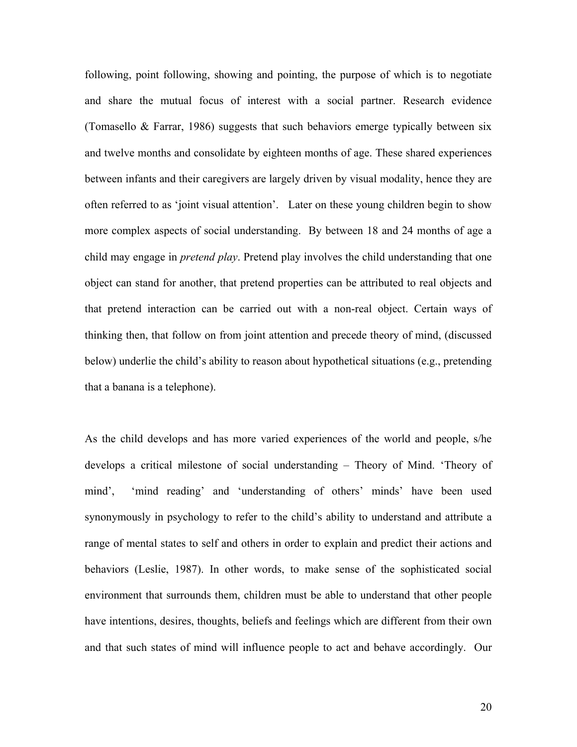following, point following, showing and pointing, the purpose of which is to negotiate and share the mutual focus of interest with a social partner. Research evidence (Tomasello & Farrar, 1986) suggests that such behaviors emerge typically between six and twelve months and consolidate by eighteen months of age. These shared experiences between infants and their caregivers are largely driven by visual modality, hence they are often referred to as 'joint visual attention'. Later on these young children begin to show more complex aspects of social understanding. By between 18 and 24 months of age a child may engage in *pretend play*. Pretend play involves the child understanding that one object can stand for another, that pretend properties can be attributed to real objects and that pretend interaction can be carried out with a non-real object. Certain ways of thinking then, that follow on from joint attention and precede theory of mind, (discussed below) underlie the child's ability to reason about hypothetical situations (e.g., pretending that a banana is a telephone).

As the child develops and has more varied experiences of the world and people, s/he develops a critical milestone of social understanding – Theory of Mind. 'Theory of mind', 'mind reading' and 'understanding of others' minds' have been used synonymously in psychology to refer to the child's ability to understand and attribute a range of mental states to self and others in order to explain and predict their actions and behaviors (Leslie, 1987). In other words, to make sense of the sophisticated social environment that surrounds them, children must be able to understand that other people have intentions, desires, thoughts, beliefs and feelings which are different from their own and that such states of mind will influence people to act and behave accordingly. Our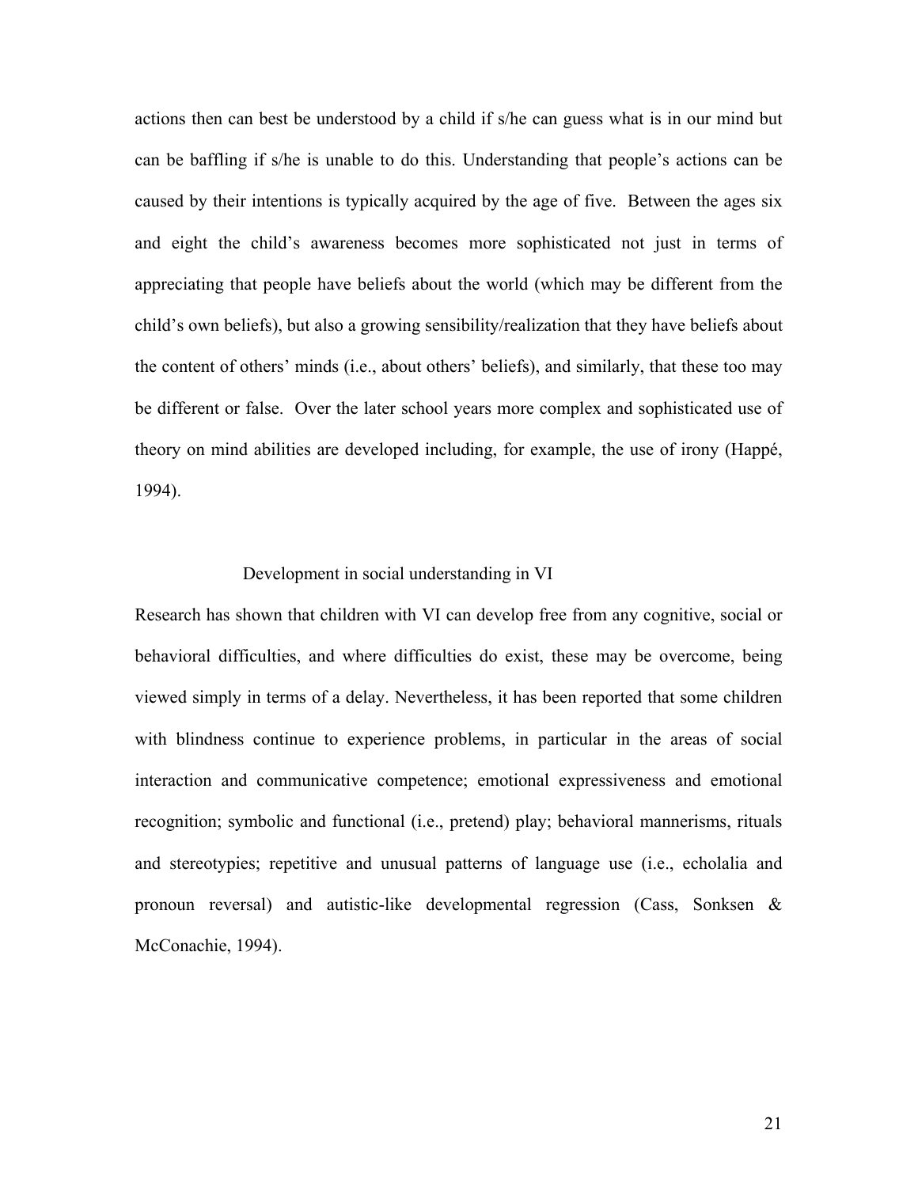actions then can best be understood by a child if s/he can guess what is in our mind but can be baffling if s/he is unable to do this. Understanding that people's actions can be caused by their intentions is typically acquired by the age of five. Between the ages six and eight the child's awareness becomes more sophisticated not just in terms of appreciating that people have beliefs about the world (which may be different from the child's own beliefs), but also a growing sensibility/realization that they have beliefs about the content of others' minds (i.e., about others' beliefs), and similarly, that these too may be different or false. Over the later school years more complex and sophisticated use of theory on mind abilities are developed including, for example, the use of irony (Happé, 1994).

## Development in social understanding in VI

Research has shown that children with VI can develop free from any cognitive, social or behavioral difficulties, and where difficulties do exist, these may be overcome, being viewed simply in terms of a delay. Nevertheless, it has been reported that some children with blindness continue to experience problems, in particular in the areas of social interaction and communicative competence; emotional expressiveness and emotional recognition; symbolic and functional (i.e., pretend) play; behavioral mannerisms, rituals and stereotypies; repetitive and unusual patterns of language use (i.e., echolalia and pronoun reversal) and autistic-like developmental regression (Cass, Sonksen & McConachie, 1994).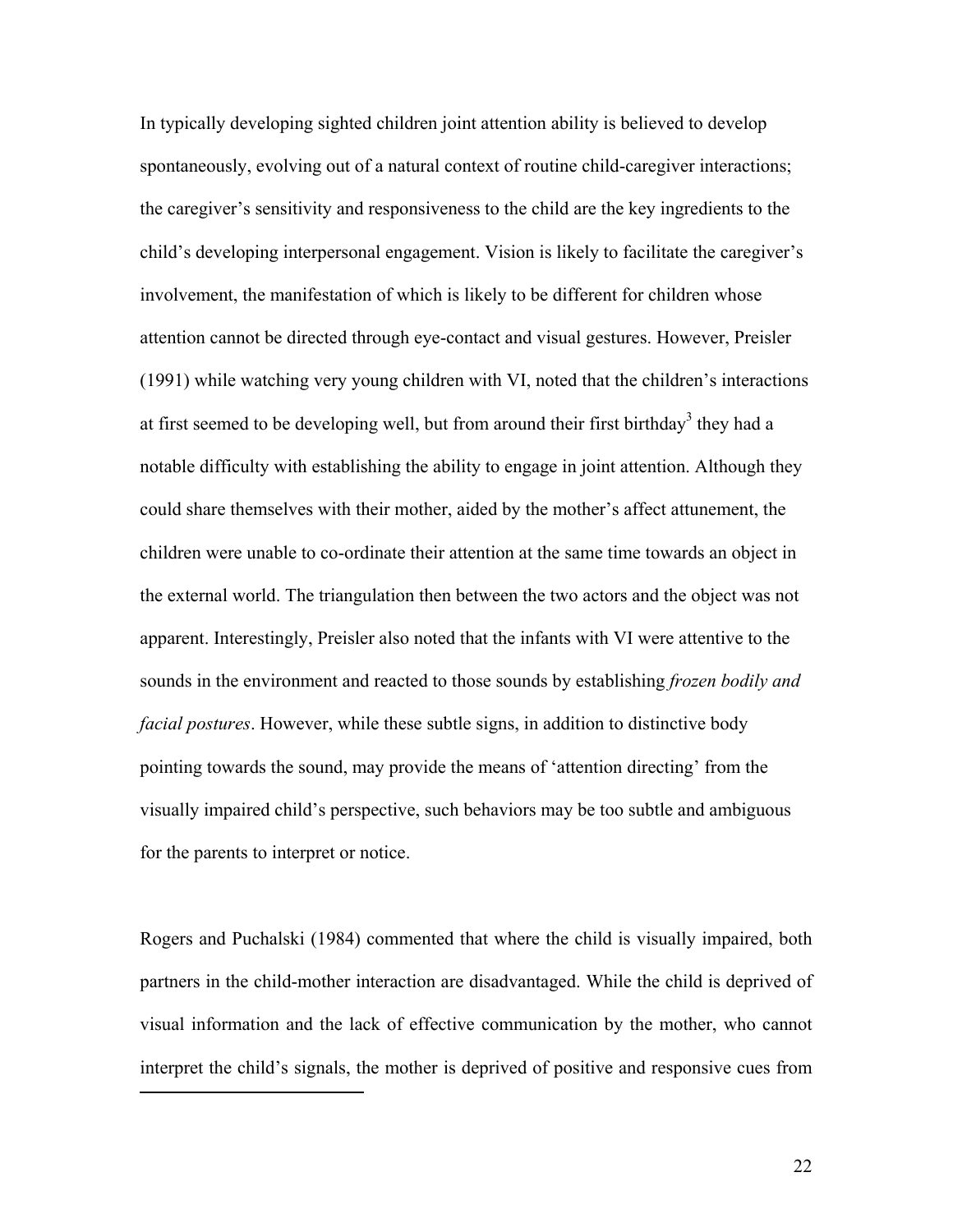In typically developing sighted children joint attention ability is believed to develop spontaneously, evolving out of a natural context of routine child-caregiver interactions; the caregiver's sensitivity and responsiveness to the child are the key ingredients to the child's developing interpersonal engagement. Vision is likely to facilitate the caregiver's involvement, the manifestation of which is likely to be different for children whose attention cannot be directed through eye-contact and visual gestures. However, Preisler (1991) while watching very young children with VI, noted that the children's interactions at first seemed to be developing well, but from around their first birthday[3] they had a notable difficulty with establishing the ability to engage in joint attention. Although they could share themselves with their mother, aided by the mother's affect attunement, the children were unable to co-ordinate their attention at the same time towards an object in the external world. The triangulation then between the two actors and the object was not apparent. Interestingly, Preisler also noted that the infants with VI were attentive to the sounds in the environment and reacted to those sounds by establishing *frozen bodily and facial postures*. However, while these subtle signs, in addition to distinctive body pointing towards the sound, may provide the means of 'attention directing' from the visually impaired child's perspective, such behaviors may be too subtle and ambiguous for the parents to interpret or notice.

Rogers and Puchalski (1984) commented that where the child is visually impaired, both partners in the child-mother interaction are disadvantaged. While the child is deprived of visual information and the lack of effective communication by the mother, who cannot interpret the child's signals, the mother is deprived of positive and responsive cues from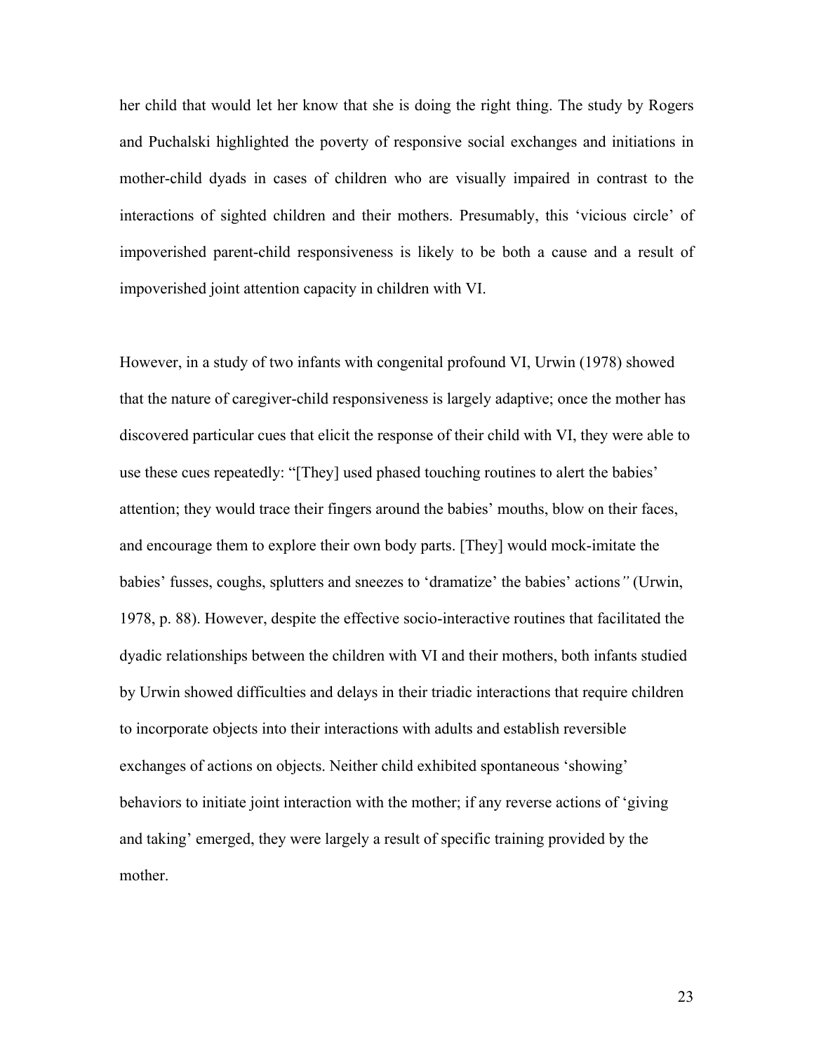her child that would let her know that she is doing the right thing. The study by Rogers and Puchalski highlighted the poverty of responsive social exchanges and initiations in mother-child dyads in cases of children who are visually impaired in contrast to the interactions of sighted children and their mothers. Presumably, this 'vicious circle' of impoverished parent-child responsiveness is likely to be both a cause and a result of impoverished joint attention capacity in children with VI.

However, in a study of two infants with congenital profound VI, Urwin (1978) showed that the nature of caregiver-child responsiveness is largely adaptive; once the mother has discovered particular cues that elicit the response of their child with VI, they were able to use these cues repeatedly: "[They] used phased touching routines to alert the babies' attention; they would trace their fingers around the babies' mouths, blow on their faces, and encourage them to explore their own body parts. [They] would mock-imitate the babies' fusses, coughs, splutters and sneezes to 'dramatize' the babies' actions*"* (Urwin, 1978, p. 88). However, despite the effective socio-interactive routines that facilitated the dyadic relationships between the children with VI and their mothers, both infants studied by Urwin showed difficulties and delays in their triadic interactions that require children to incorporate objects into their interactions with adults and establish reversible exchanges of actions on objects. Neither child exhibited spontaneous 'showing' behaviors to initiate joint interaction with the mother; if any reverse actions of 'giving and taking' emerged, they were largely a result of specific training provided by the mother.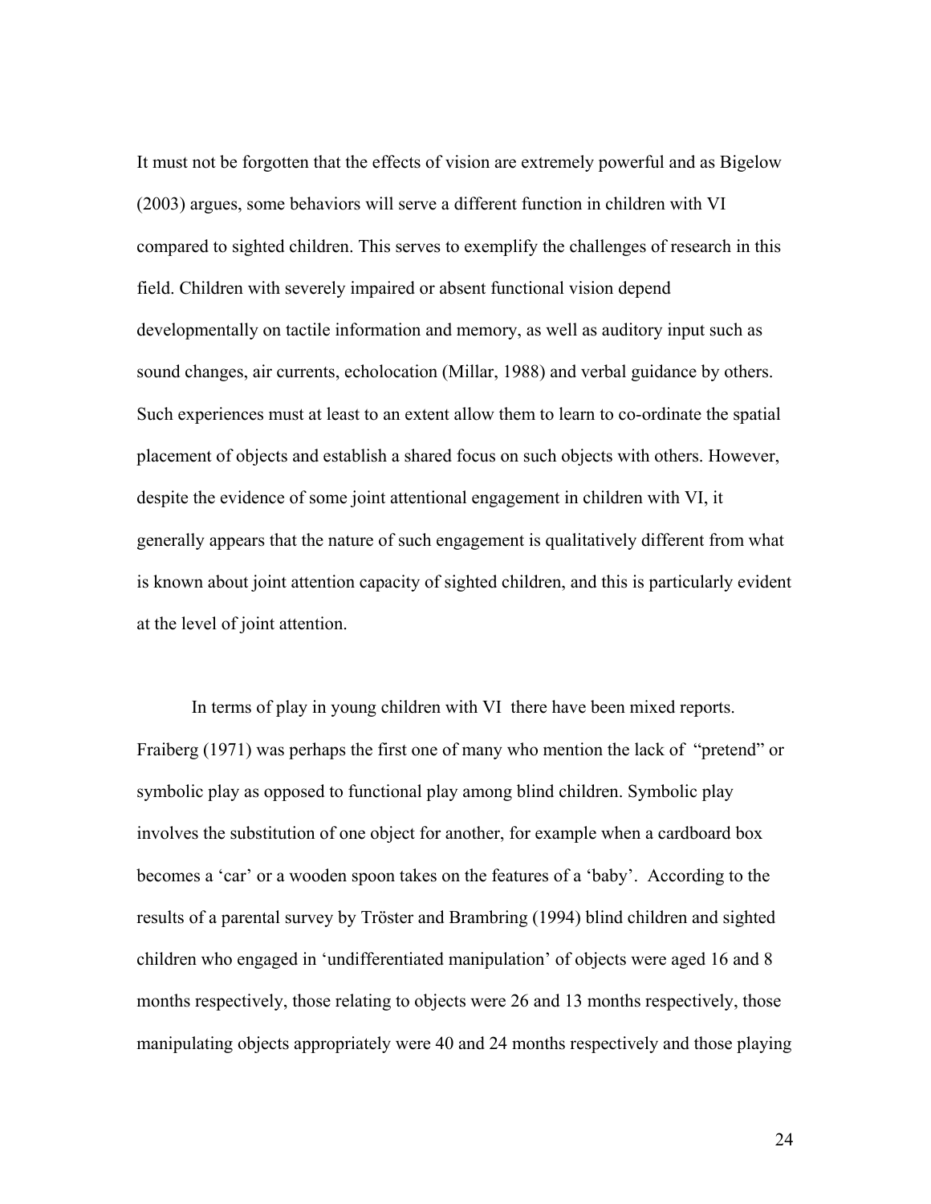It must not be forgotten that the effects of vision are extremely powerful and as Bigelow (2003) argues, some behaviors will serve a different function in children with VI compared to sighted children. This serves to exemplify the challenges of research in this field. Children with severely impaired or absent functional vision depend developmentally on tactile information and memory, as well as auditory input such as sound changes, air currents, echolocation (Millar, 1988) and verbal guidance by others. Such experiences must at least to an extent allow them to learn to co-ordinate the spatial placement of objects and establish a shared focus on such objects with others. However, despite the evidence of some joint attentional engagement in children with VI, it generally appears that the nature of such engagement is qualitatively different from what is known about joint attention capacity of sighted children, and this is particularly evident at the level of joint attention.

In terms of play in young children with VI there have been mixed reports. Fraiberg (1971) was perhaps the first one of many who mention the lack of "pretend" or symbolic play as opposed to functional play among blind children. Symbolic play involves the substitution of one object for another, for example when a cardboard box becomes a 'car' or a wooden spoon takes on the features of a 'baby'. According to the results of a parental survey by Tröster and Brambring (1994) blind children and sighted children who engaged in 'undifferentiated manipulation' of objects were aged 16 and 8 months respectively, those relating to objects were 26 and 13 months respectively, those manipulating objects appropriately were 40 and 24 months respectively and those playing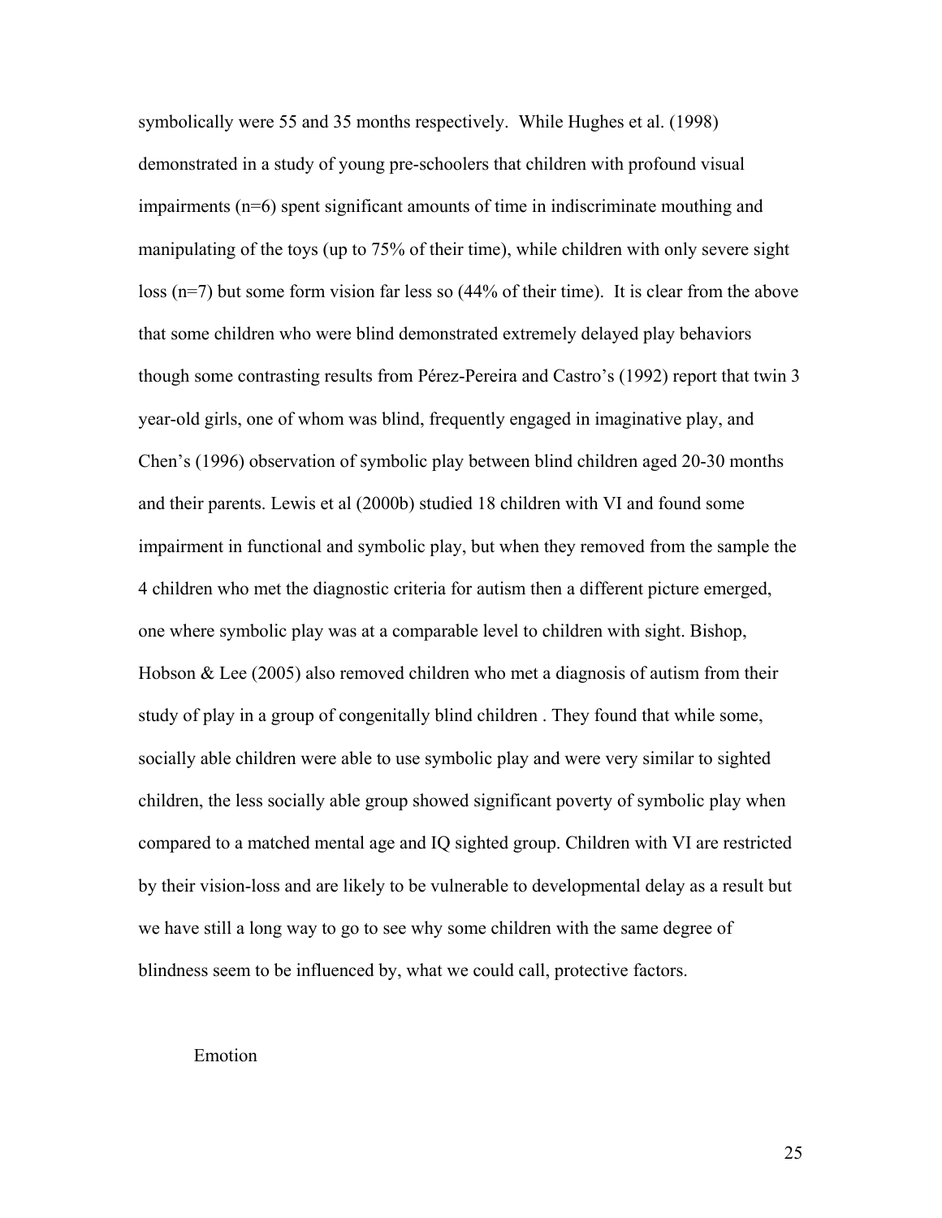symbolically were 55 and 35 months respectively. While Hughes et al. (1998) demonstrated in a study of young pre-schoolers that children with profound visual impairments (n=6) spent significant amounts of time in indiscriminate mouthing and manipulating of the toys (up to 75% of their time), while children with only severe sight loss (n=7) but some form vision far less so (44% of their time). It is clear from the above that some children who were blind demonstrated extremely delayed play behaviors though some contrasting results from Pérez-Pereira and Castro's (1992) report that twin 3 year-old girls, one of whom was blind, frequently engaged in imaginative play, and Chen's (1996) observation of symbolic play between blind children aged 20-30 months and their parents. Lewis et al (2000b) studied 18 children with VI and found some impairment in functional and symbolic play, but when they removed from the sample the 4 children who met the diagnostic criteria for autism then a different picture emerged, one where symbolic play was at a comparable level to children with sight. Bishop, Hobson & Lee (2005) also removed children who met a diagnosis of autism from their study of play in a group of congenitally blind children . They found that while some, socially able children were able to use symbolic play and were very similar to sighted children, the less socially able group showed significant poverty of symbolic play when compared to a matched mental age and IQ sighted group. Children with VI are restricted by their vision-loss and are likely to be vulnerable to developmental delay as a result but we have still a long way to go to see why some children with the same degree of blindness seem to be influenced by, what we could call, protective factors.

## Emotion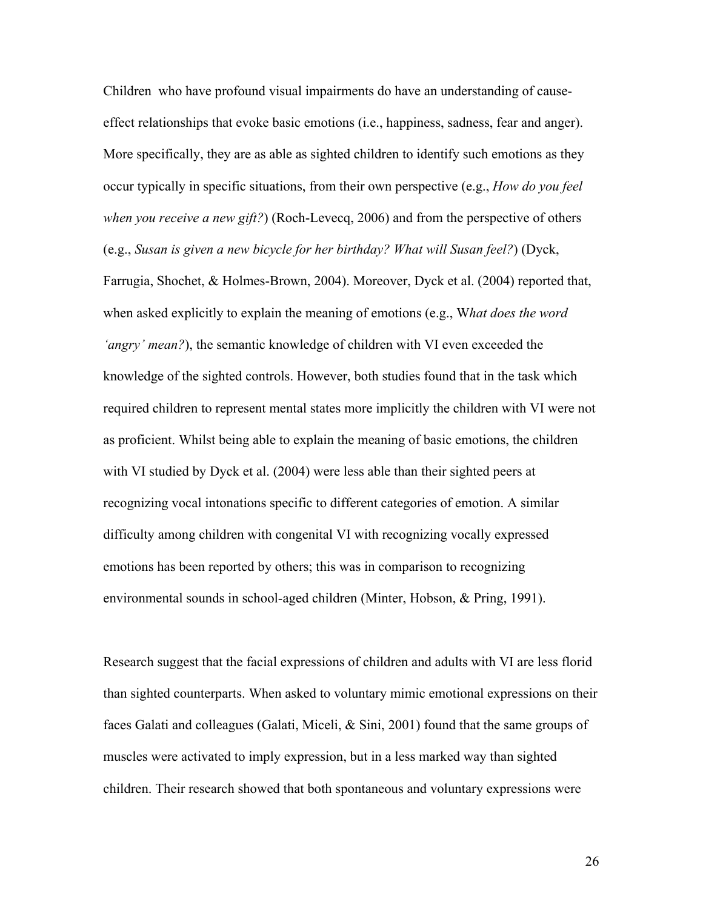Children  who have profound visual impairments do have an understanding of cause-effect relationships that evoke basic emotions (i.e., happiness, sadness, fear and anger). More specifically, they are as able as sighted children to identify such emotions as they occur typically in specific situations, from their own perspective (e.g., *How do you feel when you receive a new gift?*) (Roch-Levecq, 2006) and from the perspective of others (e.g., *Susan is given a new bicycle for her birthday? What will Susan feel?*) (Dyck, Farrugia, Shochet, & Holmes-Brown, 2004). Moreover, Dyck et al. (2004) reported that, when asked explicitly to explain the meaning of emotions (e.g., W*hat does the word 'angry' mean?*), the semantic knowledge of children with VI even exceeded the knowledge of the sighted controls. However, both studies found that in the task which required children to represent mental states more implicitly the children with VI were not as proficient. Whilst being able to explain the meaning of basic emotions, the children with VI studied by Dyck et al. (2004) were less able than their sighted peers at recognizing vocal intonations specific to different categories of emotion. A similar difficulty among children with congenital VI with recognizing vocally expressed emotions has been reported by others; this was in comparison to recognizing environmental sounds in school-aged children (Minter, Hobson, & Pring, 1991).

Research suggest that the facial expressions of children and adults with VI are less florid than sighted counterparts. When asked to voluntary mimic emotional expressions on their faces Galati and colleagues (Galati, Miceli, & Sini, 2001) found that the same groups of muscles were activated to imply expression, but in a less marked way than sighted children. Their research showed that both spontaneous and voluntary expressions were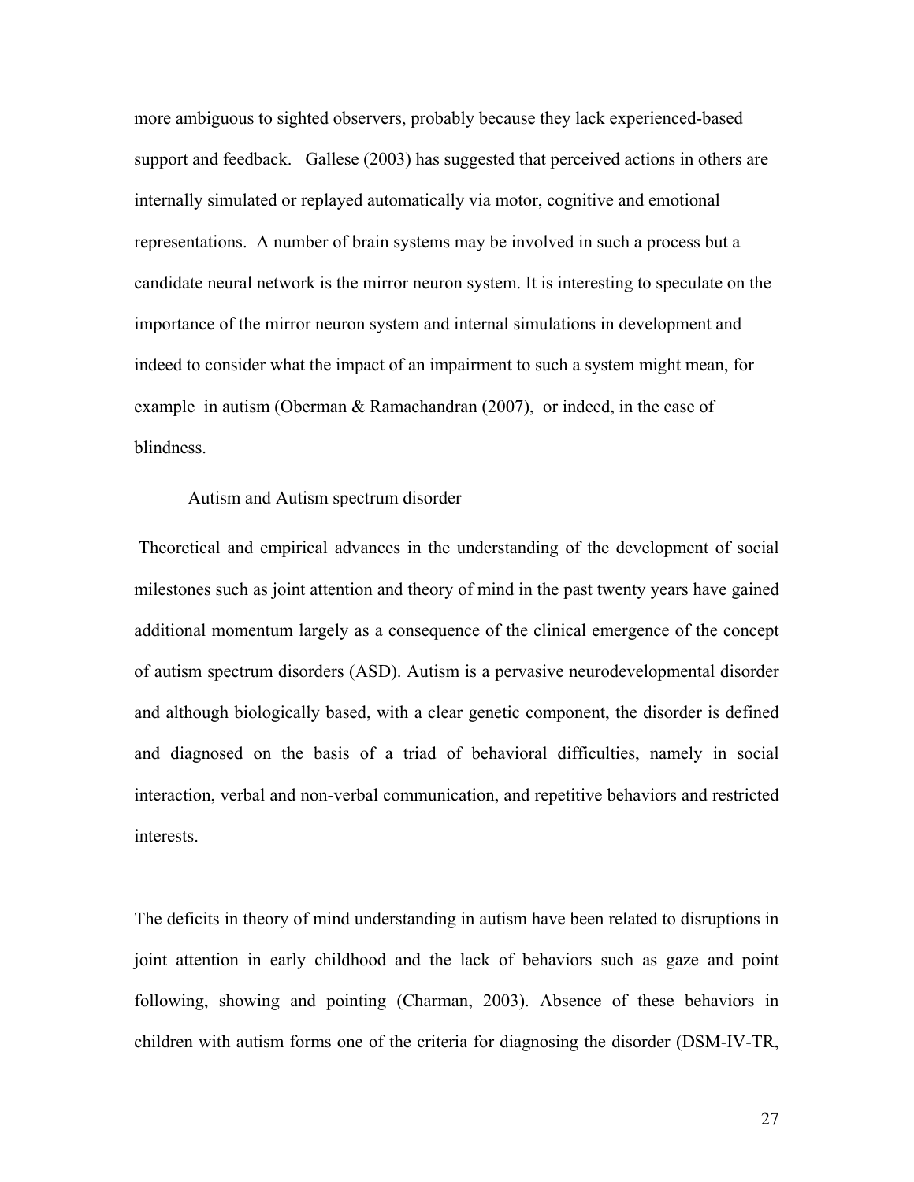more ambiguous to sighted observers, probably because they lack experienced-based support and feedback. Gallese (2003) has suggested that perceived actions in others are internally simulated or replayed automatically via motor, cognitive and emotional representations. A number of brain systems may be involved in such a process but a candidate neural network is the mirror neuron system. It is interesting to speculate on the importance of the mirror neuron system and internal simulations in development and indeed to consider what the impact of an impairment to such a system might mean, for example in autism (Oberman & Ramachandran (2007), or indeed, in the case of blindness.

## Autism and Autism spectrum disorder

Theoretical and empirical advances in the understanding of the development of social milestones such as joint attention and theory of mind in the past twenty years have gained additional momentum largely as a consequence of the clinical emergence of the concept of autism spectrum disorders (ASD). Autism is a pervasive neurodevelopmental disorder and although biologically based, with a clear genetic component, the disorder is defined and diagnosed on the basis of a triad of behavioral difficulties, namely in social interaction, verbal and non-verbal communication, and repetitive behaviors and restricted interests.

The deficits in theory of mind understanding in autism have been related to disruptions in joint attention in early childhood and the lack of behaviors such as gaze and point following, showing and pointing (Charman, 2003). Absence of these behaviors in children with autism forms one of the criteria for diagnosing the disorder (DSM-IV-TR,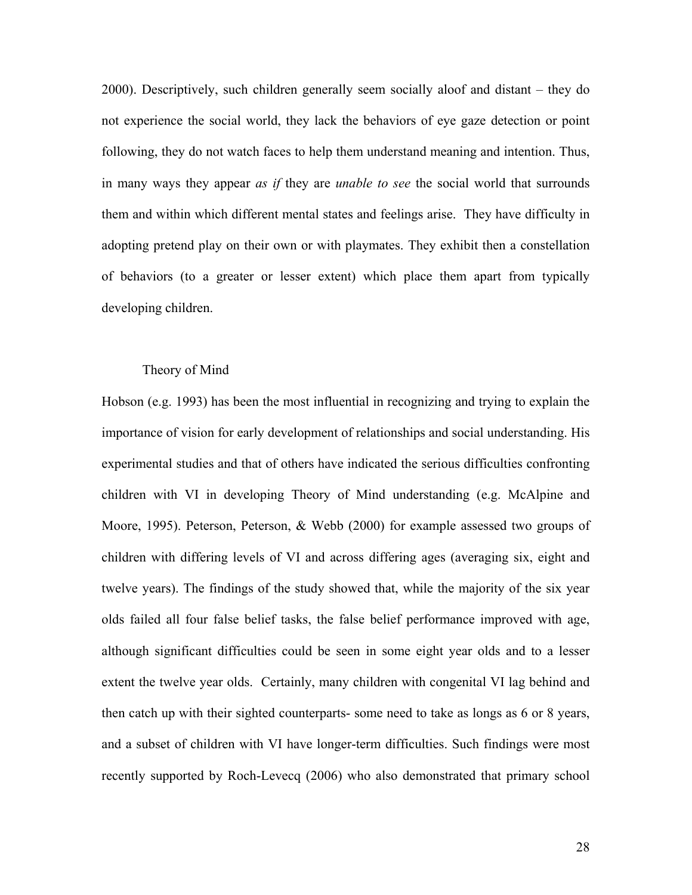2000). Descriptively, such children generally seem socially aloof and distant – they do not experience the social world, they lack the behaviors of eye gaze detection or point following, they do not watch faces to help them understand meaning and intention. Thus, in many ways they appear *as if* they are *unable to see* the social world that surrounds them and within which different mental states and feelings arise. They have difficulty in adopting pretend play on their own or with playmates. They exhibit then a constellation of behaviors (to a greater or lesser extent) which place them apart from typically developing children.

## Theory of Mind

Hobson (e.g. 1993) has been the most influential in recognizing and trying to explain the importance of vision for early development of relationships and social understanding. His experimental studies and that of others have indicated the serious difficulties confronting children with VI in developing Theory of Mind understanding (e.g. McAlpine and Moore, 1995). Peterson, Peterson, & Webb (2000) for example assessed two groups of children with differing levels of VI and across differing ages (averaging six, eight and twelve years). The findings of the study showed that, while the majority of the six year olds failed all four false belief tasks, the false belief performance improved with age, although significant difficulties could be seen in some eight year olds and to a lesser extent the twelve year olds. Certainly, many children with congenital VI lag behind and then catch up with their sighted counterparts- some need to take as longs as 6 or 8 years, and a subset of children with VI have longer-term difficulties. Such findings were most recently supported by Roch-Levecq (2006) who also demonstrated that primary school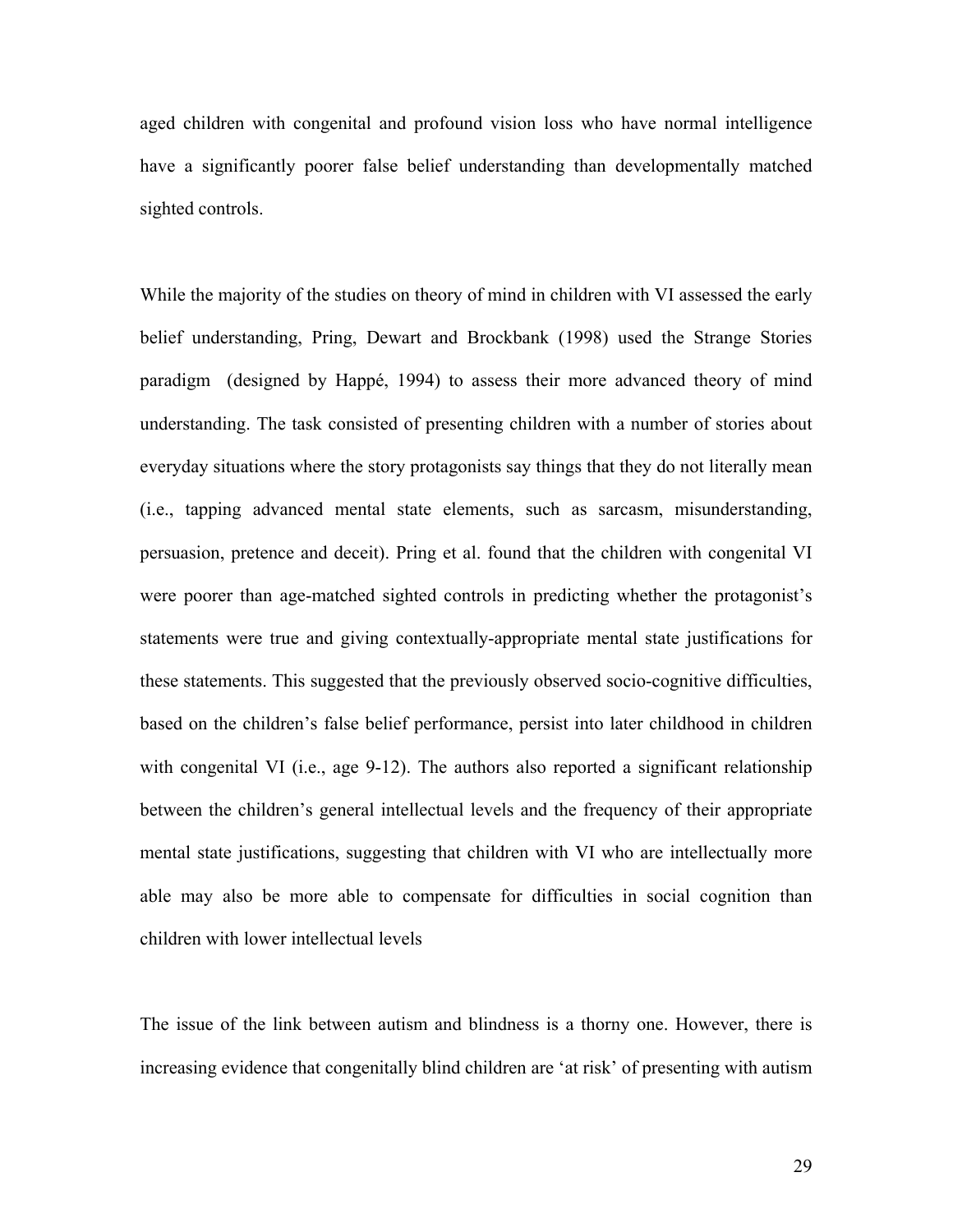aged children with congenital and profound vision loss who have normal intelligence have a significantly poorer false belief understanding than developmentally matched sighted controls.

While the majority of the studies on theory of mind in children with VI assessed the early belief understanding, Pring, Dewart and Brockbank (1998) used the Strange Stories paradigm  (designed by Happé, 1994) to assess their more advanced theory of mind understanding. The task consisted of presenting children with a number of stories about everyday situations where the story protagonists say things that they do not literally mean (i.e., tapping advanced mental state elements, such as sarcasm, misunderstanding, persuasion, pretence and deceit). Pring et al. found that the children with congenital VI were poorer than age-matched sighted controls in predicting whether the protagonist's statements were true and giving contextually-appropriate mental state justifications for these statements. This suggested that the previously observed socio-cognitive difficulties, based on the children's false belief performance, persist into later childhood in children with congenital VI (i.e., age 9-12). The authors also reported a significant relationship between the children's general intellectual levels and the frequency of their appropriate mental state justifications, suggesting that children with VI who are intellectually more able may also be more able to compensate for difficulties in social cognition than children with lower intellectual levels

The issue of the link between autism and blindness is a thorny one. However, there is increasing evidence that congenitally blind children are 'at risk' of presenting with autism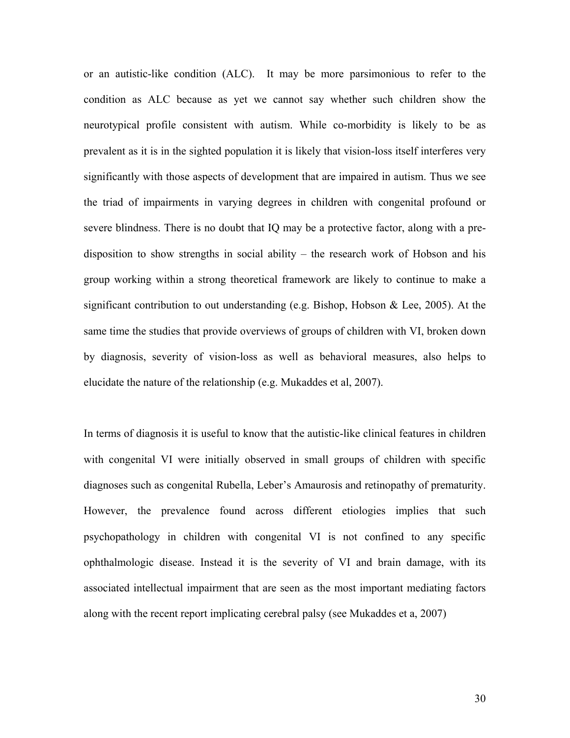or an autistic-like condition (ALC). It may be more parsimonious to refer to the condition as ALC because as yet we cannot say whether such children show the neurotypical profile consistent with autism. While co-morbidity is likely to be as prevalent as it is in the sighted population it is likely that vision-loss itself interferes very significantly with those aspects of development that are impaired in autism. Thus we see the triad of impairments in varying degrees in children with congenital profound or severe blindness. There is no doubt that IQ may be a protective factor, along with a pre-disposition to show strengths in social ability – the research work of Hobson and his group working within a strong theoretical framework are likely to continue to make a significant contribution to out understanding (e.g. Bishop, Hobson & Lee, 2005). At the same time the studies that provide overviews of groups of children with VI, broken down by diagnosis, severity of vision-loss as well as behavioral measures, also helps to elucidate the nature of the relationship (e.g. Mukaddes et al, 2007).

In terms of diagnosis it is useful to know that the autistic-like clinical features in children with congenital VI were initially observed in small groups of children with specific diagnoses such as congenital Rubella, Leber's Amaurosis and retinopathy of prematurity. However, the prevalence found across different etiologies implies that such psychopathology in children with congenital VI is not confined to any specific ophthalmologic disease. Instead it is the severity of VI and brain damage, with its associated intellectual impairment that are seen as the most important mediating factors along with the recent report implicating cerebral palsy (see Mukaddes et a, 2007)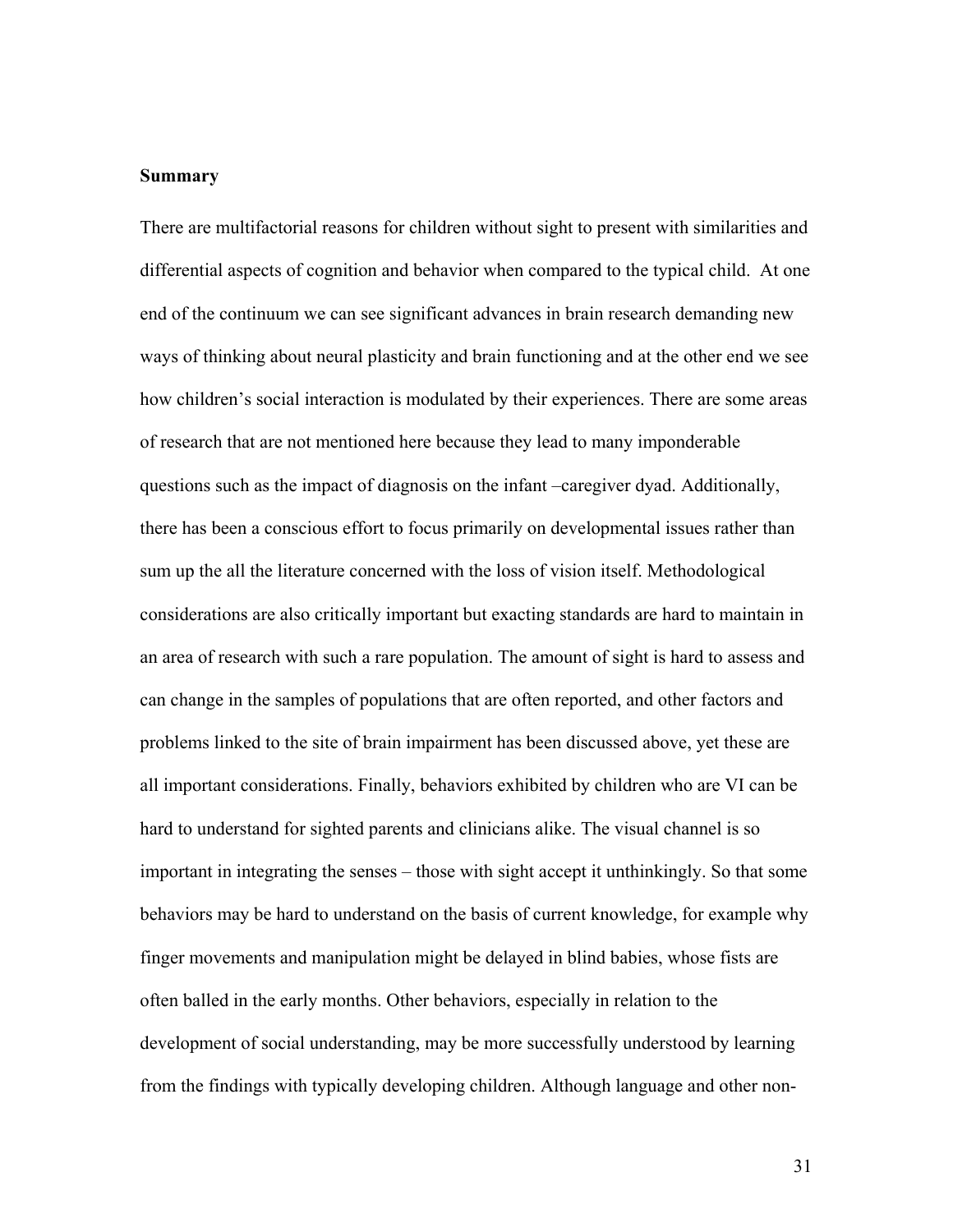**Summary**

There are multifactorial reasons for children without sight to present with similarities and differential aspects of cognition and behavior when compared to the typical child. At one end of the continuum we can see significant advances in brain research demanding new ways of thinking about neural plasticity and brain functioning and at the other end we see how children's social interaction is modulated by their experiences. There are some areas of research that are not mentioned here because they lead to many imponderable questions such as the impact of diagnosis on the infant –caregiver dyad. Additionally, there has been a conscious effort to focus primarily on developmental issues rather than sum up the all the literature concerned with the loss of vision itself. Methodological considerations are also critically important but exacting standards are hard to maintain in an area of research with such a rare population. The amount of sight is hard to assess and can change in the samples of populations that are often reported, and other factors and problems linked to the site of brain impairment has been discussed above, yet these are all important considerations. Finally, behaviors exhibited by children who are VI can be hard to understand for sighted parents and clinicians alike. The visual channel is so important in integrating the senses – those with sight accept it unthinkingly. So that some behaviors may be hard to understand on the basis of current knowledge, for example why finger movements and manipulation might be delayed in blind babies, whose fists are often balled in the early months. Other behaviors, especially in relation to the development of social understanding, may be more successfully understood by learning from the findings with typically developing children. Although language and other non-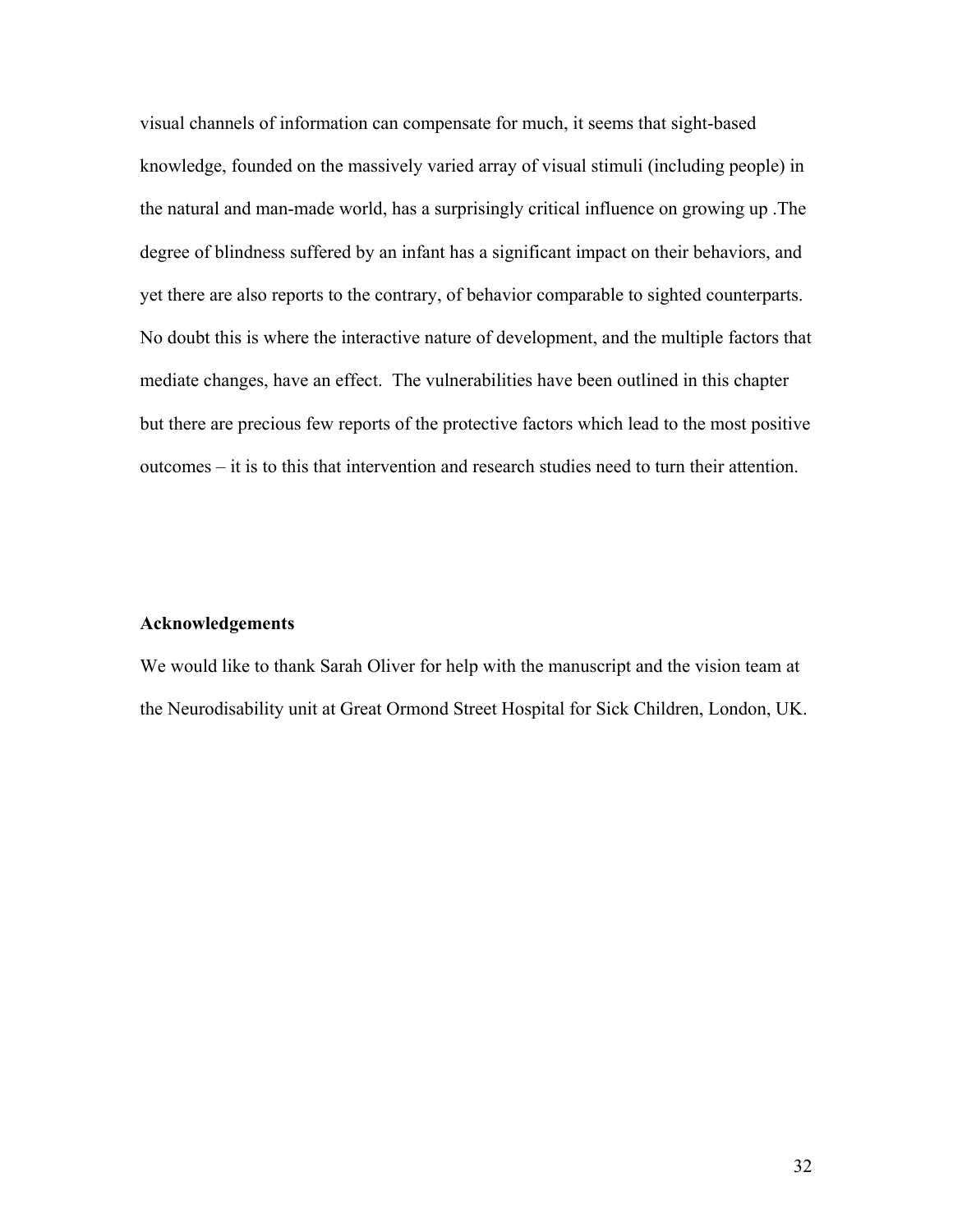visual channels of information can compensate for much, it seems that sight-based knowledge, founded on the massively varied array of visual stimuli (including people) in the natural and man-made world, has a surprisingly critical influence on growing up .The degree of blindness suffered by an infant has a significant impact on their behaviors, and yet there are also reports to the contrary, of behavior comparable to sighted counterparts. No doubt this is where the interactive nature of development, and the multiple factors that mediate changes, have an effect. The vulnerabilities have been outlined in this chapter but there are precious few reports of the protective factors which lead to the most positive outcomes – it is to this that intervention and research studies need to turn their attention.

**Acknowledgements**

We would like to thank Sarah Oliver for help with the manuscript and the vision team at the Neurodisability unit at Great Ormond Street Hospital for Sick Children, London, UK.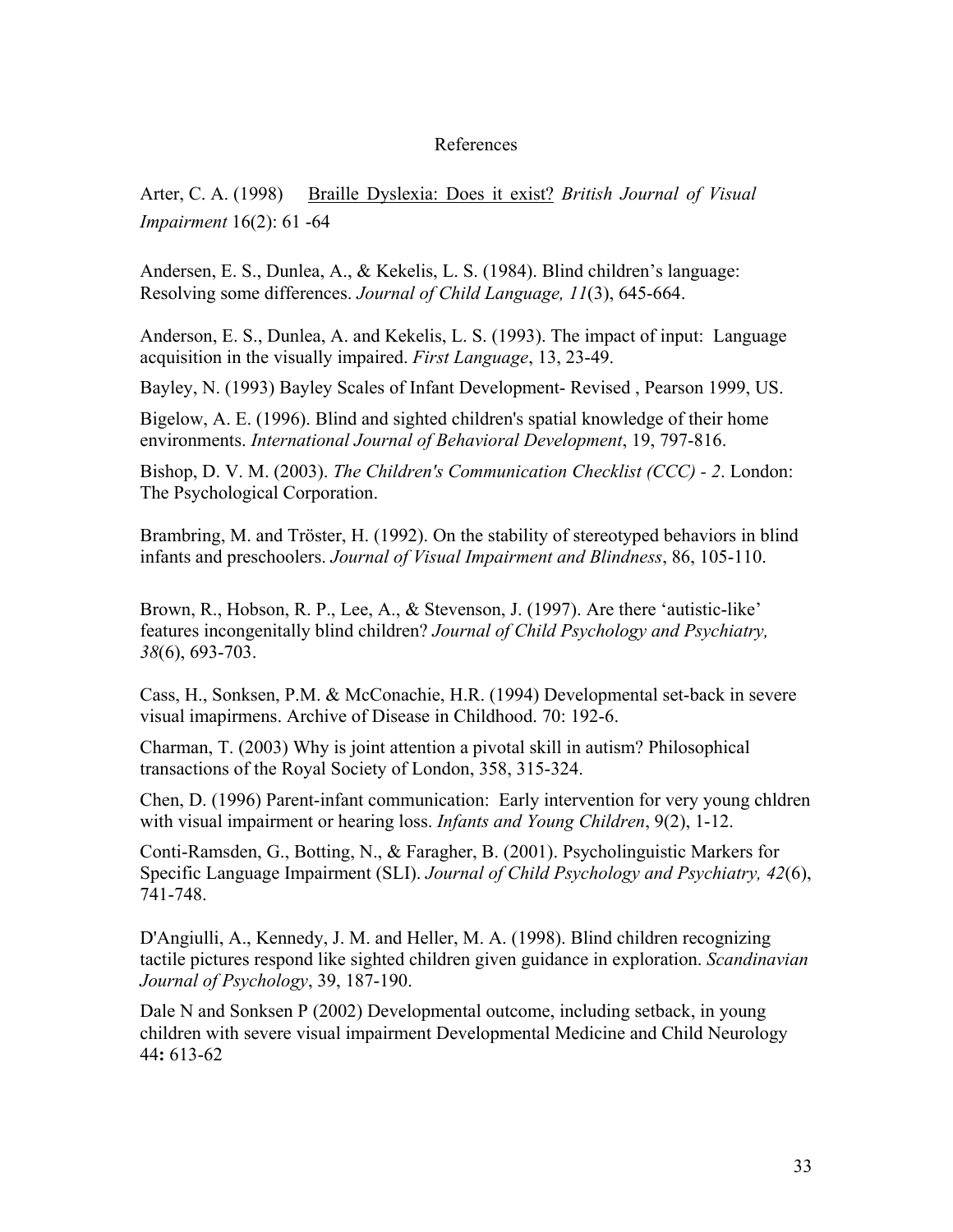# References

Arter, C. A. (1998) Braille Dyslexia: Does it exist? *British Journal of Visual Impairment* 16(2): 61 -64

Andersen, E. S., Dunlea, A., & Kekelis, L. S. (1984). Blind children's language: Resolving some differences. *Journal of Child Language, 11*(3), 645-664.

Anderson, E. S., Dunlea, A. and Kekelis, L. S. (1993). The impact of input: Language acquisition in the visually impaired. *First Language*, 13, 23-49.

Bayley, N. (1993) Bayley Scales of Infant Development- Revised , Pearson 1999, US.

Bigelow, A. E. (1996). Blind and sighted children's spatial knowledge of their home environments. *International Journal of Behavioral Development*, 19, 797-816.

Bishop, D. V. M. (2003). *The Children's Communication Checklist (CCC) - 2*. London: The Psychological Corporation.

Brambring, M. and Tröster, H. (1992). On the stability of stereotyped behaviors in blind infants and preschoolers. *Journal of Visual Impairment and Blindness*, 86, 105-110.

Brown, R., Hobson, R. P., Lee, A., & Stevenson, J. (1997). Are there 'autistic-like' features incongenitally blind children? *Journal of Child Psychology and Psychiatry, 38*(6), 693-703.

Cass, H., Sonksen, P.M. & McConachie, H.R. (1994) Developmental set-back in severe visual imapirmens. Archive of Disease in Childhood. 70: 192-6.

Charman, T. (2003) Why is joint attention a pivotal skill in autism? Philosophical transactions of the Royal Society of London, 358, 315-324.

Chen, D. (1996) Parent-infant communication: Early intervention for very young chldren with visual impairment or hearing loss. *Infants and Young Children*, 9(2), 1-12.

Conti-Ramsden, G., Botting, N., & Faragher, B. (2001). Psycholinguistic Markers for Specific Language Impairment (SLI). *Journal of Child Psychology and Psychiatry, 42*(6), 741-748.

D'Angiulli, A., Kennedy, J. M. and Heller, M. A. (1998). Blind children recognizing tactile pictures respond like sighted children given guidance in exploration. *Scandinavian Journal of Psychology*, 39, 187-190.

Dale N and Sonksen P (2002) Developmental outcome, including setback, in young children with severe visual impairment Developmental Medicine and Child Neurology 44**:** 613-62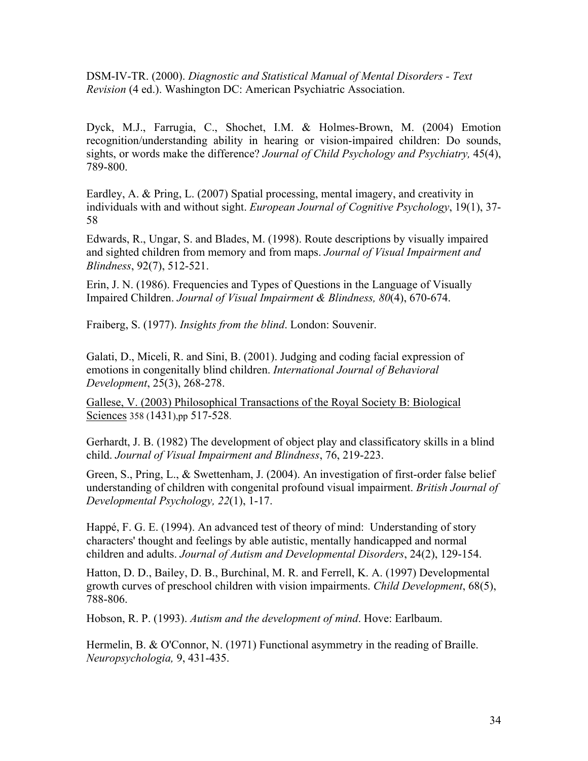DSM-IV-TR. (2000). *Diagnostic and Statistical Manual of Mental Disorders - Text Revision* (4 ed.). Washington DC: American Psychiatric Association.

Dyck, M.J., Farrugia, C., Shochet, I.M. & Holmes-Brown, M. (2004) Emotion recognition/understanding ability in hearing or vision-impaired children: Do sounds, sights, or words make the difference? *Journal of Child Psychology and Psychiatry,* 45(4), 789-800.

Eardley, A. & Pring, L. (2007) Spatial processing, mental imagery, and creativity in individuals with and without sight. *European Journal of Cognitive Psychology*, 19(1), 37-58

Edwards, R., Ungar, S. and Blades, M. (1998). Route descriptions by visually impaired and sighted children from memory and from maps. *Journal of Visual Impairment and Blindness*, 92(7), 512-521.

Erin, J. N. (1986). Frequencies and Types of Questions in the Language of Visually Impaired Children. *Journal of Visual Impairment & Blindness, 80*(4), 670-674.

Fraiberg, S. (1977). *Insights from the blind*. London: Souvenir.

Galati, D., Miceli, R. and Sini, B. (2001). Judging and coding facial expression of emotions in congenitally blind children. *International Journal of Behavioral Development*, 25(3), 268-278.

Gallese, V. (2003) Philosophical Transactions of the Royal Society B: Biological Sciences 358 (1431),pp 517-528.

Gerhardt, J. B. (1982) The development of object play and classificatory skills in a blind child. *Journal of Visual Impairment and Blindness*, 76, 219-223.

Green, S., Pring, L., & Swettenham, J. (2004). An investigation of first-order false belief understanding of children with congenital profound visual impairment. *British Journal of Developmental Psychology, 22*(1), 1-17.

Happé, F. G. E. (1994). An advanced test of theory of mind: Understanding of story characters' thought and feelings by able autistic, mentally handicapped and normal children and adults. *Journal of Autism and Developmental Disorders*, 24(2), 129-154.

Hatton, D. D., Bailey, D. B., Burchinal, M. R. and Ferrell, K. A. (1997) Developmental growth curves of preschool children with vision impairments. *Child Development*, 68(5), 788-806.

Hobson, R. P. (1993). *Autism and the development of mind*. Hove: Earlbaum.

Hermelin, B. & O'Connor, N. (1971) Functional asymmetry in the reading of Braille. *Neuropsychologia,* 9, 431-435.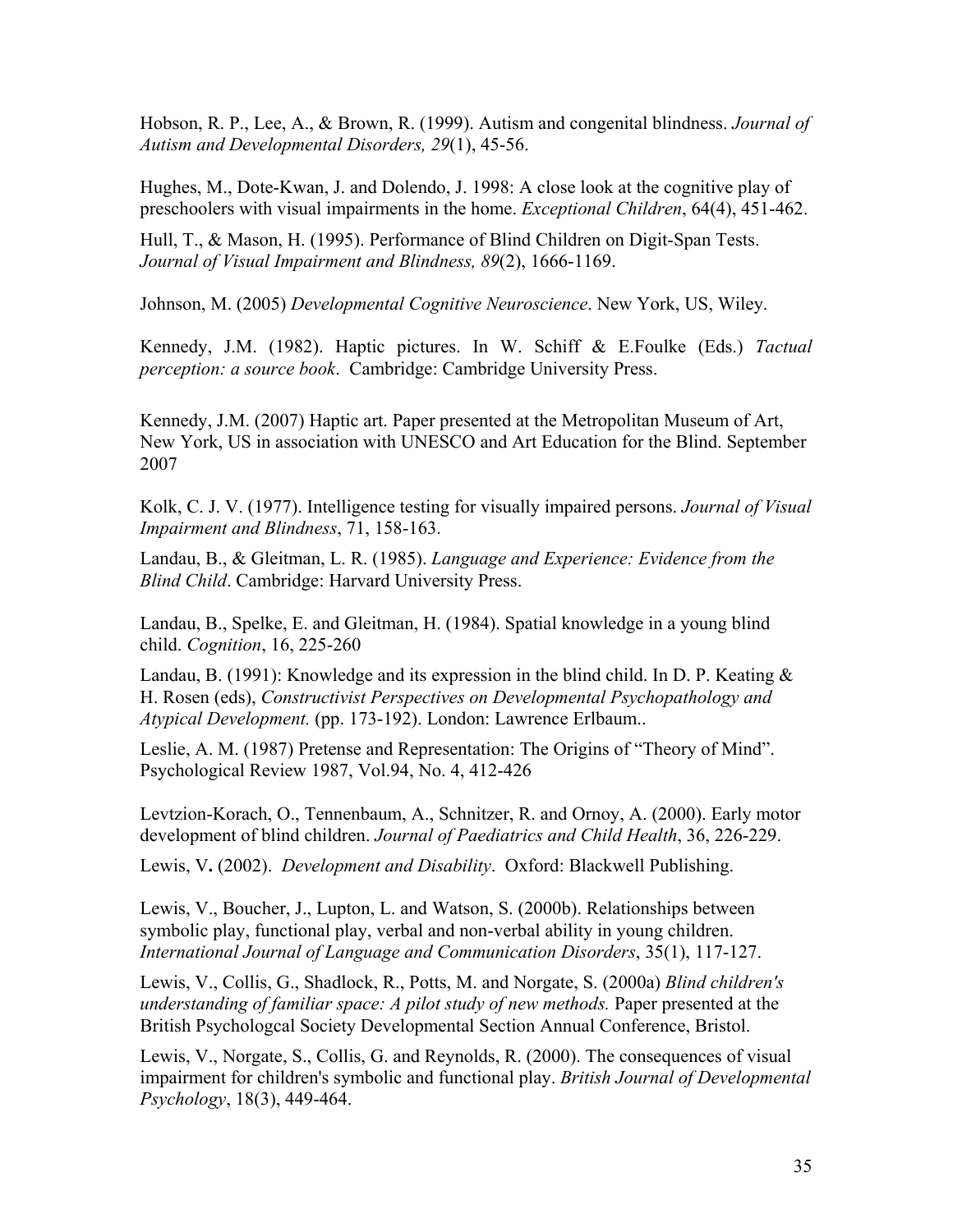Hobson, R. P., Lee, A., & Brown, R. (1999). Autism and congenital blindness. *Journal of Autism and Developmental Disorders, 29*(1), 45-56.

Hughes, M., Dote-Kwan, J. and Dolendo, J. 1998: A close look at the cognitive play of preschoolers with visual impairments in the home. *Exceptional Children*, 64(4), 451-462.

Hull, T., & Mason, H. (1995). Performance of Blind Children on Digit-Span Tests. *Journal of Visual Impairment and Blindness, 89*(2), 1666-1169.

Johnson, M. (2005) *Developmental Cognitive Neuroscience*. New York, US, Wiley.

Kennedy, J.M. (1982). Haptic pictures. In W. Schiff & E.Foulke (Eds.) *Tactual perception: a source book*. Cambridge: Cambridge University Press.

Kennedy, J.M. (2007) Haptic art. Paper presented at the Metropolitan Museum of Art, New York, US in association with UNESCO and Art Education for the Blind. September 2007

Kolk, C. J. V. (1977). Intelligence testing for visually impaired persons. *Journal of Visual Impairment and Blindness*, 71, 158-163.

Landau, B., & Gleitman, L. R. (1985). *Language and Experience: Evidence from the Blind Child*. Cambridge: Harvard University Press.

Landau, B., Spelke, E. and Gleitman, H. (1984). Spatial knowledge in a young blind child. *Cognition*, 16, 225-260

Landau, B. (1991): Knowledge and its expression in the blind child. In D. P. Keating & H. Rosen (eds), *Constructivist Perspectives on Developmental Psychopathology and Atypical Development.* (pp. 173-192). London: Lawrence Erlbaum..

Leslie, A. M. (1987) Pretense and Representation: The Origins of "Theory of Mind". Psychological Review 1987, Vol.94, No. 4, 412-426

Levtzion-Korach, O., Tennenbaum, A., Schnitzer, R. and Ornoy, A. (2000). Early motor development of blind children. *Journal of Paediatrics and Child Health*, 36, 226-229.

Lewis, V**.** (2002). *Development and Disability*. Oxford: Blackwell Publishing.

Lewis, V., Boucher, J., Lupton, L. and Watson, S. (2000b). Relationships between symbolic play, functional play, verbal and non-verbal ability in young children. *International Journal of Language and Communication Disorders*, 35(1), 117-127.

Lewis, V., Collis, G., Shadlock, R., Potts, M. and Norgate, S. (2000a) *Blind children's understanding of familiar space: A pilot study of new methods.* Paper presented at the British Psychologcal Society Developmental Section Annual Conference, Bristol.

Lewis, V., Norgate, S., Collis, G. and Reynolds, R. (2000). The consequences of visual impairment for children's symbolic and functional play. *British Journal of Developmental Psychology*, 18(3), 449-464.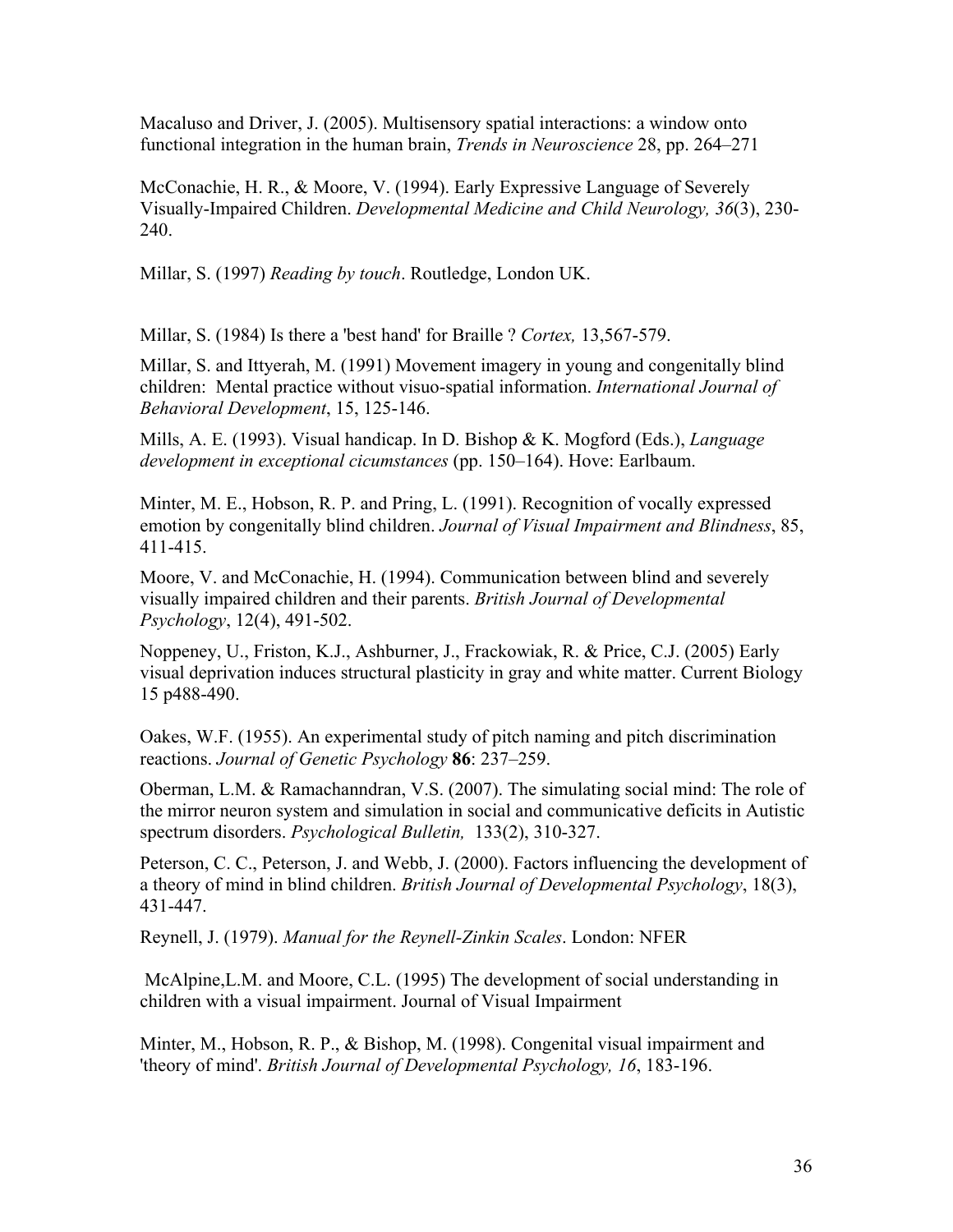Macaluso and Driver, J. (2005). Multisensory spatial interactions: a window onto functional integration in the human brain, *Trends in Neuroscience* 28, pp. 264–271

McConachie, H. R., & Moore, V. (1994). Early Expressive Language of Severely Visually-Impaired Children. *Developmental Medicine and Child Neurology, 36*(3), 230-240.

Millar, S. (1997) *Reading by touch*. Routledge, London UK.

Millar, S. (1984) Is there a 'best hand' for Braille ? *Cortex,* 13,567-579.

Millar, S. and Ittyerah, M. (1991) Movement imagery in young and congenitally blind children: Mental practice without visuo-spatial information. *International Journal of Behavioral Development*, 15, 125-146.

Mills, A. E. (1993). Visual handicap. In D. Bishop & K. Mogford (Eds.), *Language development in exceptional cicumstances* (pp. 150–164). Hove: Earlbaum.

Minter, M. E., Hobson, R. P. and Pring, L. (1991). Recognition of vocally expressed emotion by congenitally blind children. *Journal of Visual Impairment and Blindness*, 85, 411-415.

Moore, V. and McConachie, H. (1994). Communication between blind and severely visually impaired children and their parents. *British Journal of Developmental Psychology*, 12(4), 491-502.

Noppeney, U., Friston, K.J., Ashburner, J., Frackowiak, R. & Price, C.J. (2005) Early visual deprivation induces structural plasticity in gray and white matter. Current Biology 15 p488-490.

Oakes, W.F. (1955). An experimental study of pitch naming and pitch discrimination reactions. *Journal of Genetic Psychology* **86**: 237–259.

Oberman, L.M. & Ramachanndran, V.S. (2007). The simulating social mind: The role of the mirror neuron system and simulation in social and communicative deficits in Autistic spectrum disorders. *Psychological Bulletin,* 133(2), 310-327.

Peterson, C. C., Peterson, J. and Webb, J. (2000). Factors influencing the development of a theory of mind in blind children. *British Journal of Developmental Psychology*, 18(3), 431-447.

Reynell, J. (1979). *Manual for the Reynell-Zinkin Scales*. London: NFER

McAlpine,L.M. and Moore, C.L. (1995) The development of social understanding in children with a visual impairment. Journal of Visual Impairment

Minter, M., Hobson, R. P., & Bishop, M. (1998). Congenital visual impairment and 'theory of mind'. *British Journal of Developmental Psychology, 16*, 183-196.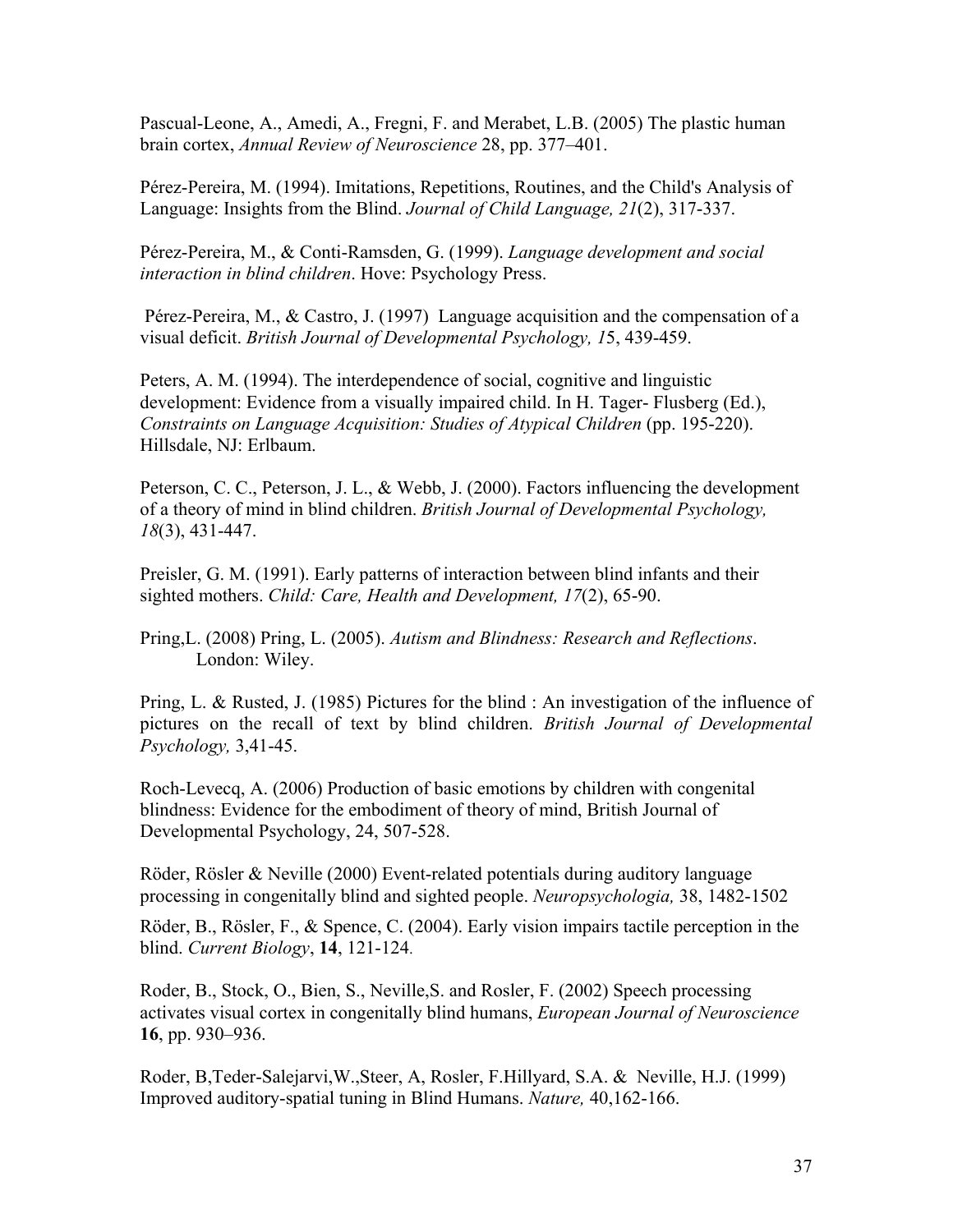Pascual-Leone, A., Amedi, A., Fregni, F. and Merabet, L.B. (2005) The plastic human brain cortex, *Annual Review of Neuroscience* 28, pp. 377–401.

Pérez-Pereira, M. (1994). Imitations, Repetitions, Routines, and the Child's Analysis of Language: Insights from the Blind. *Journal of Child Language, 21*(2), 317-337.

Pérez-Pereira, M., & Conti-Ramsden, G. (1999). *Language development and social interaction in blind children*. Hove: Psychology Press.

Pérez-Pereira, M., & Castro, J. (1997) Language acquisition and the compensation of a visual deficit. *British Journal of Developmental Psychology, 1*5, 439-459.

Peters, A. M. (1994). The interdependence of social, cognitive and linguistic development: Evidence from a visually impaired child. In H. Tager- Flusberg (Ed.), *Constraints on Language Acquisition: Studies of Atypical Children* (pp. 195-220). Hillsdale, NJ: Erlbaum.

Peterson, C. C., Peterson, J. L., & Webb, J. (2000). Factors influencing the development of a theory of mind in blind children. *British Journal of Developmental Psychology, 18*(3), 431-447.

Preisler, G. M. (1991). Early patterns of interaction between blind infants and their sighted mothers. *Child: Care, Health and Development, 17*(2), 65-90.

Pring,L. (2008) Pring, L. (2005). *Autism and Blindness: Research and Reflections*. London: Wiley.

Pring, L. & Rusted, J. (1985) Pictures for the blind : An investigation of the influence of pictures on the recall of text by blind children. *British Journal of Developmental Psychology,* 3,41-45.

Roch-Levecq, A. (2006) Production of basic emotions by children with congenital blindness: Evidence for the embodiment of theory of mind, British Journal of Developmental Psychology, 24, 507-528.

Röder, Rösler & Neville (2000) Event-related potentials during auditory language processing in congenitally blind and sighted people. *Neuropsychologia,* 38, 1482-1502

Röder, B., Rösler, F., & Spence, C. (2004). Early vision impairs tactile perception in the blind. *Current Biology*, **14**, 121-124.

Roder, B., Stock, O., Bien, S., Neville,S. and Rosler, F. (2002) Speech processing activates visual cortex in congenitally blind humans, *European Journal of Neuroscience* **16**, pp. 930–936.

Roder, B,Teder-Salejarvi,W.,Steer, A, Rosler, F.Hillyard, S.A. & Neville, H.J. (1999) Improved auditory-spatial tuning in Blind Humans. *Nature,* 40,162-166.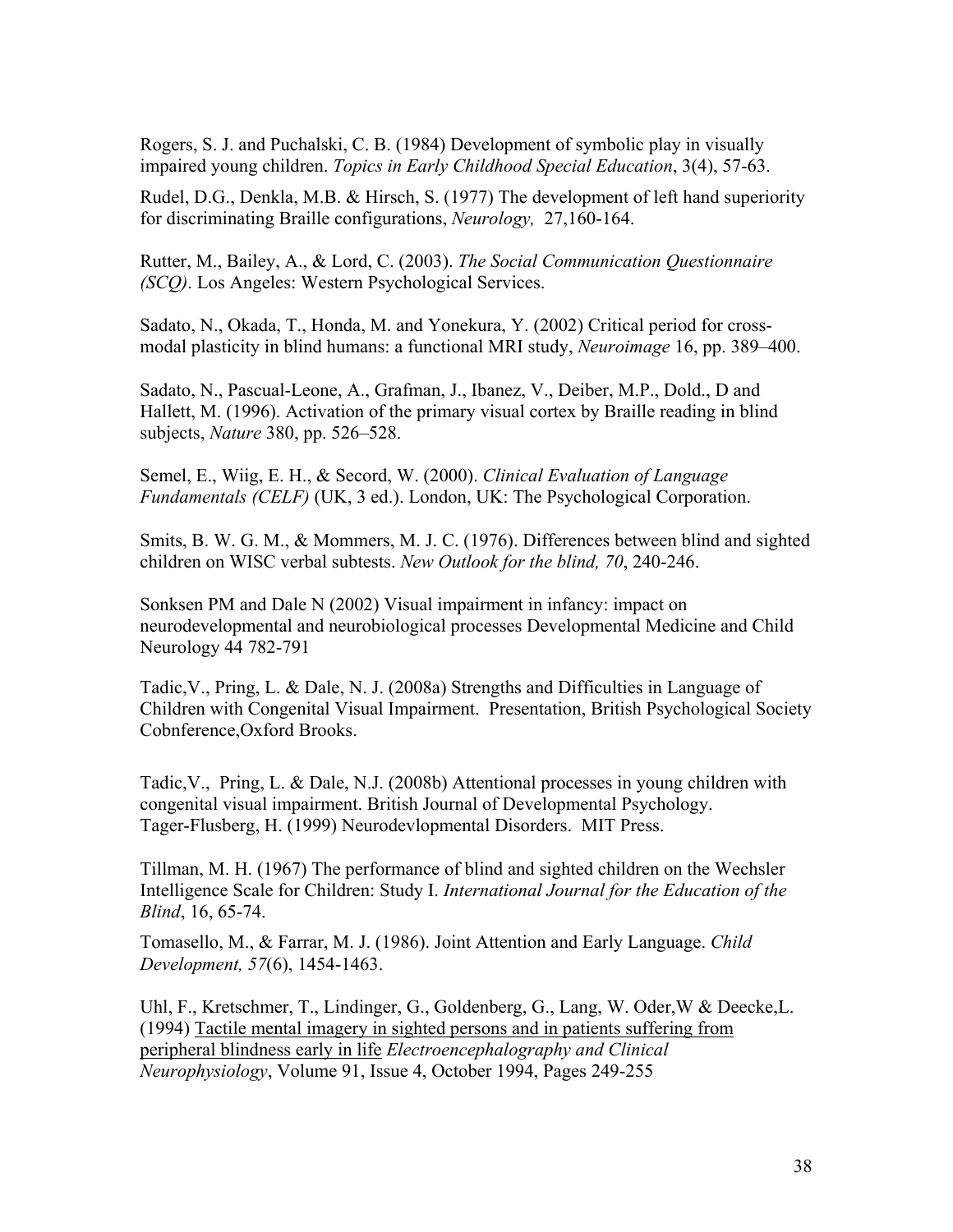Rogers, S. J. and Puchalski, C. B. (1984) Development of symbolic play in visually impaired young children. *Topics in Early Childhood Special Education*, 3(4), 57-63.

Rudel, D.G., Denkla, M.B. & Hirsch, S. (1977) The development of left hand superiority for discriminating Braille configurations, *Neurology,* 27,160-164.

Rutter, M., Bailey, A., & Lord, C. (2003). *The Social Communication Questionnaire (SCQ)*. Los Angeles: Western Psychological Services.

Sadato, N., Okada, T., Honda, M. and Yonekura, Y. (2002) Critical period for cross-modal plasticity in blind humans: a functional MRI study, *Neuroimage* 16, pp. 389–400.

Sadato, N., Pascual-Leone, A., Grafman, J., Ibanez, V., Deiber, M.P., Dold., D and Hallett, M. (1996). Activation of the primary visual cortex by Braille reading in blind subjects, *Nature* 380, pp. 526–528.

Semel, E., Wiig, E. H., & Secord, W. (2000). *Clinical Evaluation of Language Fundamentals (CELF)* (UK, 3 ed.). London, UK: The Psychological Corporation.

Smits, B. W. G. M., & Mommers, M. J. C. (1976). Differences between blind and sighted children on WISC verbal subtests. *New Outlook for the blind, 70*, 240-246.

Sonksen PM and Dale N (2002) Visual impairment in infancy: impact on neurodevelopmental and neurobiological processes Developmental Medicine and Child Neurology 44 782-791

Tadic,V., Pring, L. & Dale, N. J. (2008a) Strengths and Difficulties in Language of Children with Congenital Visual Impairment. Presentation, British Psychological Society Cobnference,Oxford Brooks.

Tadic,V., Pring, L. & Dale, N.J. (2008b) Attentional processes in young children with congenital visual impairment. British Journal of Developmental Psychology.
Tager-Flusberg, H. (1999) Neurodevlopmental Disorders. MIT Press.

Tillman, M. H. (1967) The performance of blind and sighted children on the Wechsler Intelligence Scale for Children: Study I. *International Journal for the Education of the Blind*, 16, 65-74.

Tomasello, M., & Farrar, M. J. (1986). Joint Attention and Early Language. *Child Development, 57*(6), 1454-1463.

Uhl, F., Kretschmer, T., Lindinger, G., Goldenberg, G., Lang, W. Oder,W & Deecke,L. (1994) Tactile mental imagery in sighted persons and in patients suffering from peripheral blindness early in life *Electroencephalography and Clinical Neurophysiology*, Volume 91, Issue 4, October 1994, Pages 249-255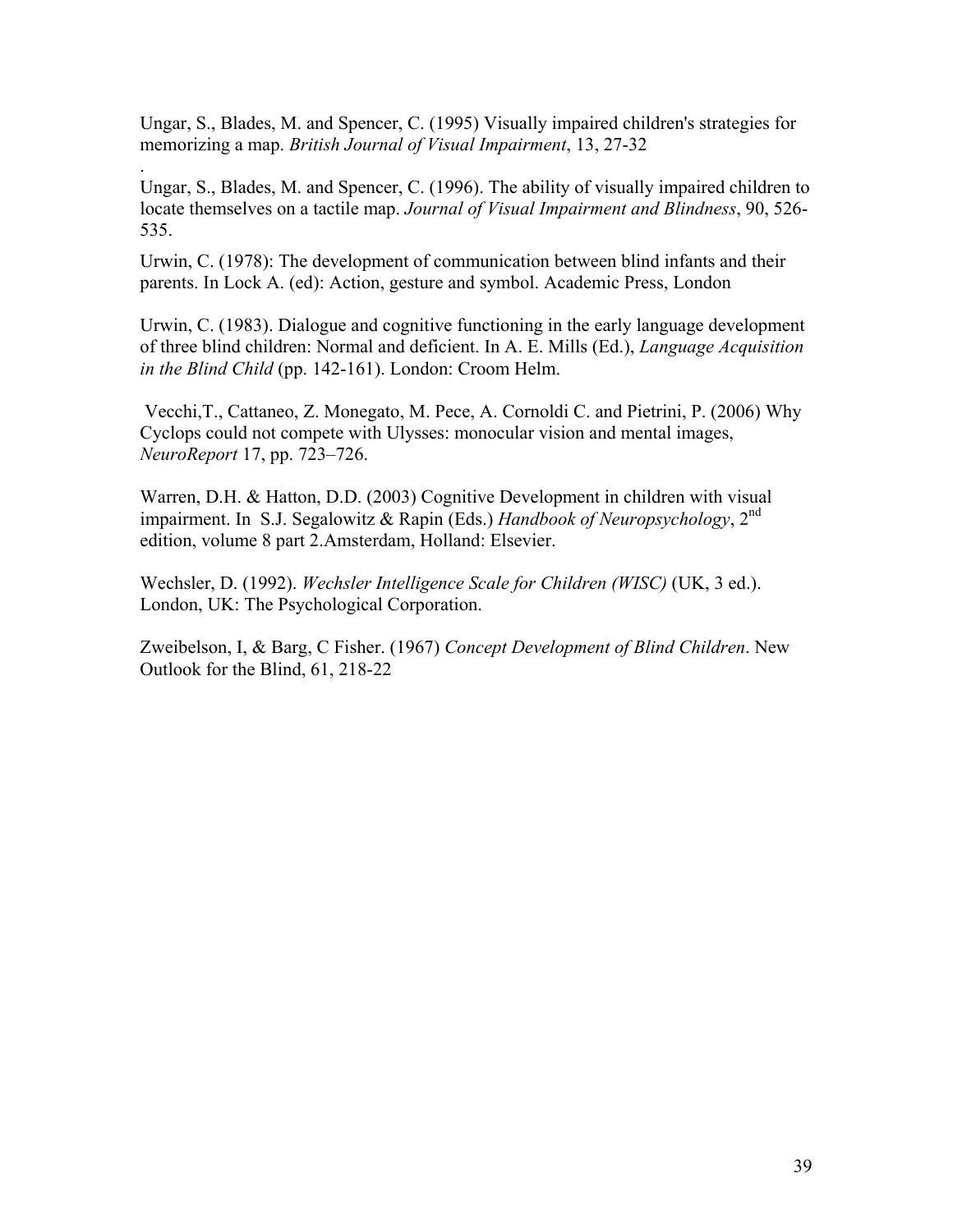Ungar, S., Blades, M. and Spencer, C. (1995) Visually impaired children's strategies for memorizing a map. *British Journal of Visual Impairment*, 13, 27-32

.

Ungar, S., Blades, M. and Spencer, C. (1996). The ability of visually impaired children to locate themselves on a tactile map. *Journal of Visual Impairment and Blindness*, 90, 526-535.

Urwin, C. (1978): The development of communication between blind infants and their parents. In Lock A. (ed): Action, gesture and symbol. Academic Press, London

Urwin, C. (1983). Dialogue and cognitive functioning in the early language development of three blind children: Normal and deficient. In A. E. Mills (Ed.), *Language Acquisition in the Blind Child* (pp. 142-161). London: Croom Helm.

Vecchi,T., Cattaneo, Z. Monegato, M. Pece, A. Cornoldi C. and Pietrini, P. (2006) Why Cyclops could not compete with Ulysses: monocular vision and mental images, *NeuroReport* 17, pp. 723–726.

Warren, D.H. & Hatton, D.D. (2003) Cognitive Development in children with visual impairment. In S.J. Segalowitz & Rapin (Eds.) *Handbook of Neuropsychology*, 2nd edition, volume 8 part 2.Amsterdam, Holland: Elsevier.

Wechsler, D. (1992). *Wechsler Intelligence Scale for Children (WISC)* (UK, 3 ed.). London, UK: The Psychological Corporation.

Zweibelson, I, & Barg, C Fisher. (1967) *Concept Development of Blind Children*. New Outlook for the Blind, 61, 218-22